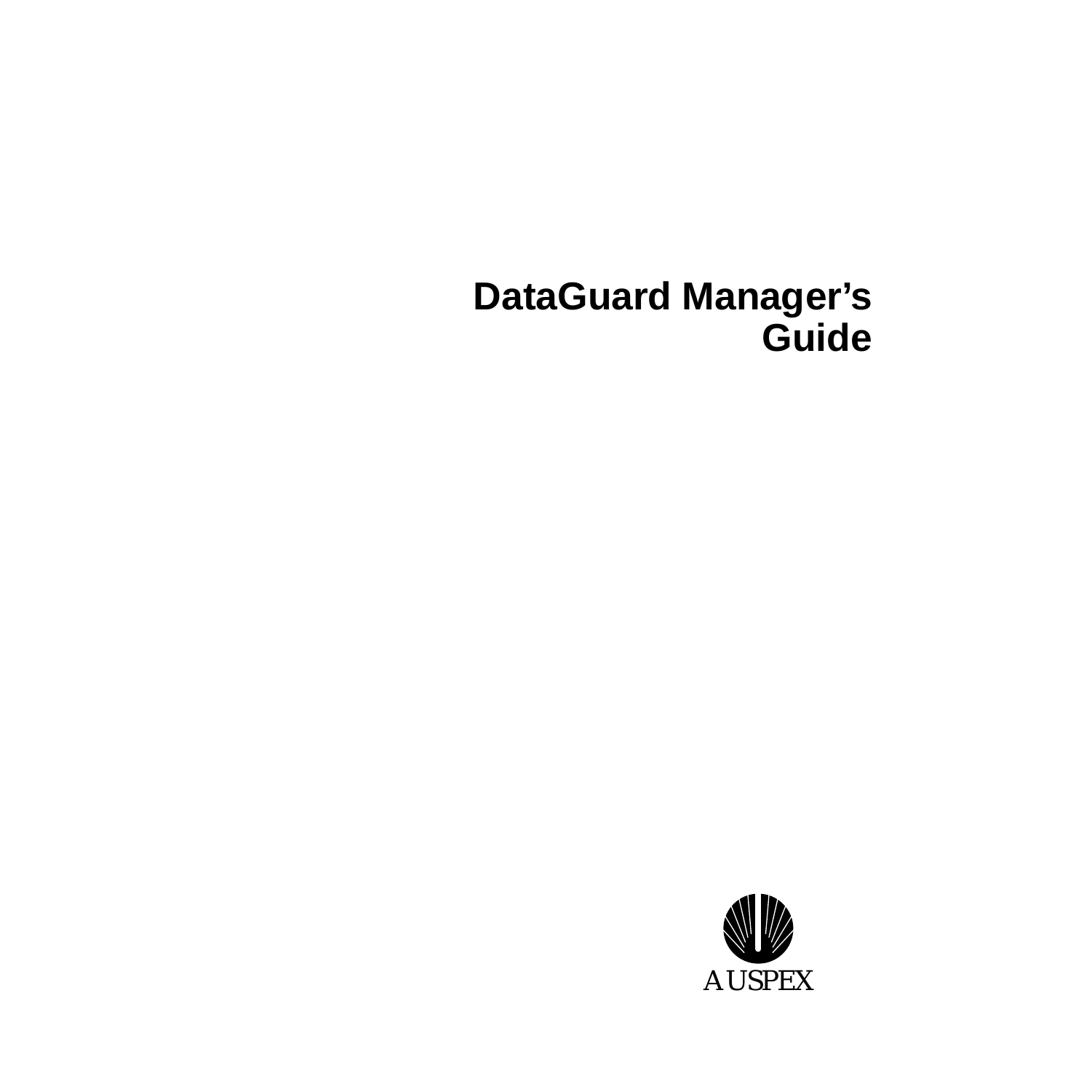# DataGuard Manager's Guide

AUSPEX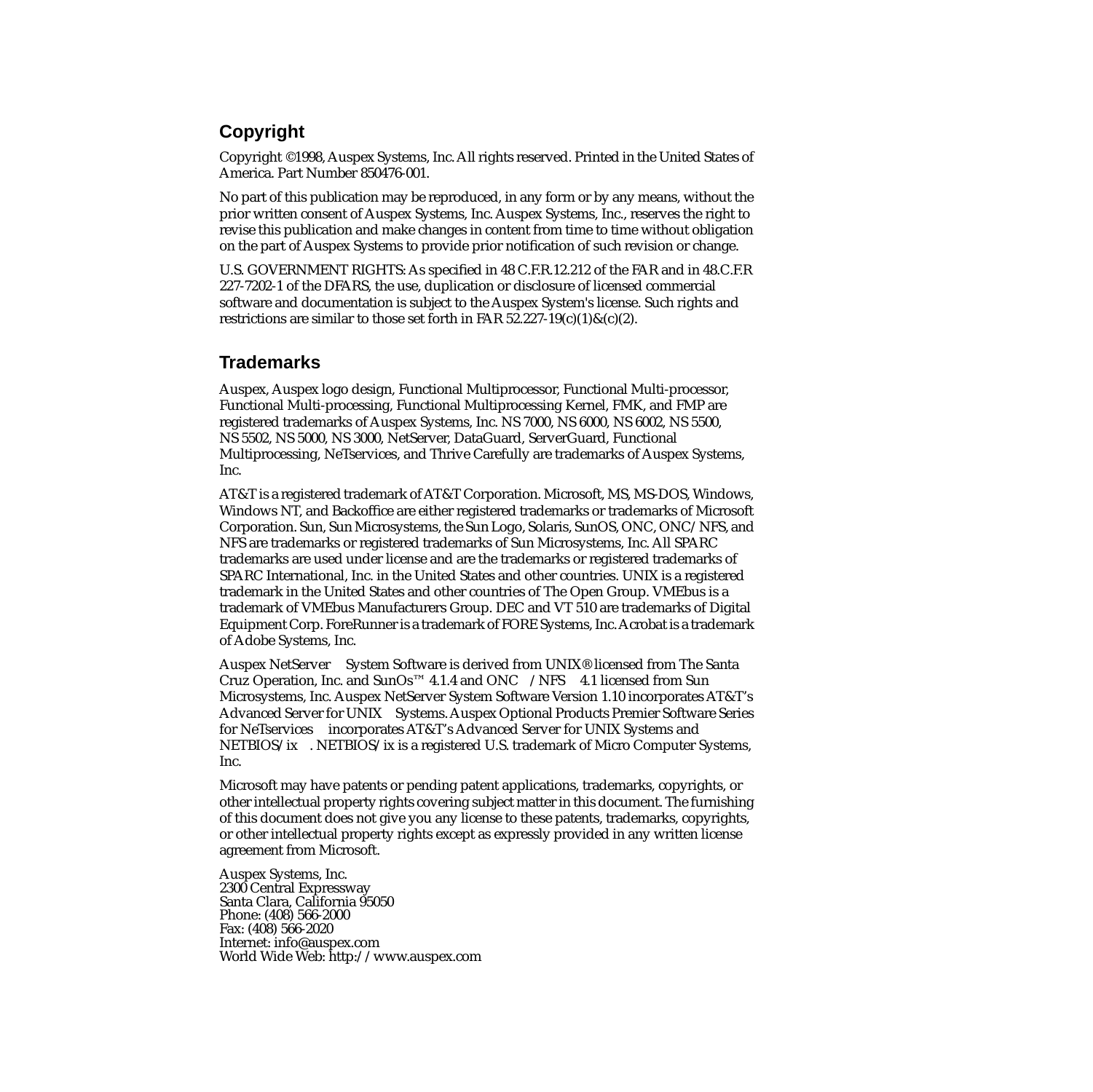## Copyright

Copyright ©1998, Auspex Systems, Inc. All rights reserved. Printed in the United States of America. Part Number 850476-001.

No part of this publication may be reproduced, in any form or by any means, without the prior written consent of Auspex Systems, Inc. Auspex Systems, Inc., reserves the right to revise this publication and make changes in content from time to time without obligation on the part of Auspex Systems to provide prior notification of such revision or change.

U.S. GOVERNMENT RIGHTS: As specified in 48 C.F.R.12.212 of the FAR and in 48.C.F.R 227-7202-1 of the DFARS, the use, duplication or disclosure of licensed commercial software and documentation is subject to the Auspex System's license. Such rights and restrictions are similar to those set forth in FAR 52.227-19(c)(1)&(c)(2).

## Trademarks

Auspex, Auspex logo design, Functional Multiprocessor, Functional Multi-processor, Functional Multi-processing, Functional Multiprocessing Kernel, FMK, and FMP are registered trademarks of Auspex Systems, Inc. NS 7000, NS 6000, NS 6002, NS 5500, NS 5502, NS 5000, NS 3000, NetServer, DataGuard, ServerGuard, Functional Multiprocessing, NeTservices, and Thrive Carefully are trademarks of Auspex Systems, Inc.

AT&T is a registered trademark of AT&T Corporation. Microsoft, MS, MS-DOS, Windows, Windows NT, and Backoffice are either registered trademarks or trademarks of Microsoft Corporation. Sun, Sun Microsystems, the Sun Logo, Solaris, SunOS, ONC, ONC/NFS, and NFS are trademarks or registered trademarks of Sun Microsystems, Inc. All SPARC trademarks are used under license and are the trademarks or registered trademarks of SPARC International, Inc. in the United States and other countries. UNIX is a registered trademark in the United States and other countries of The Open Group. VMEbus is a trademark of VMEbus Manufacturers Group. DEC and VT 510 are trademarks of Digital Equipment Corp. ForeRunner is a trademark of FORE Systems, Inc. Acrobat is a trademark of Adobe Systems, Inc.

Auspex NetServer System Software is derived from UNIX® licensed from The Santa Cruz Operation, Inc. and SunOs™ 4.1.4 and ONC /NFS 4.1 licensed from Sun Microsystems, Inc. Auspex NetServer System Software Version 1.10 incorporates AT&T's Advanced Server for UNIX Systems. Auspex Optional Products Premier Software Series for NeTservices incorporates AT&T's Advanced Server for UNIX Systems and NETBIOS/ix . NETBIOS/ix is a registered U.S. trademark of Micro Computer Systems, Inc.

Microsoft may have patents or pending patent applications, trademarks, copyrights, or other intellectual property rights covering subject matter in this document. The furnishing of this document does not give you any license to these patents, trademarks, copyrights, or other intellectual property rights except as expressly provided in any written license agreement from Microsoft.

Auspex Systems, Inc.
2300 Central Expressway
Santa Clara, California 95050
Phone: (408) 566-2000
Fax: (408) 566-2020
Internet: info@auspex.com
World Wide Web: http://www.auspex.com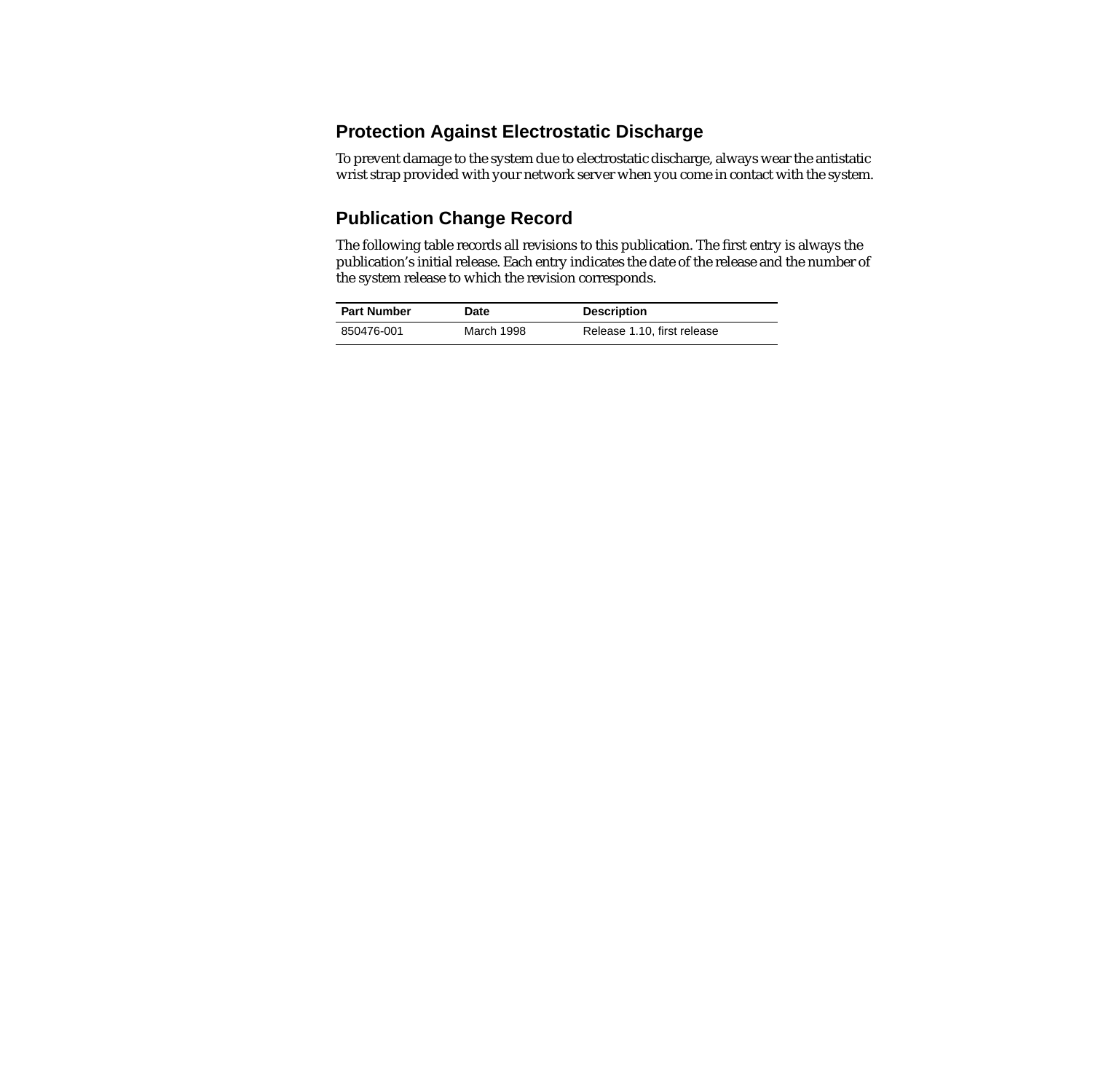## Protection Against Electrostatic Discharge

To prevent damage to the system due to electrostatic discharge, always wear the antistatic wrist strap provided with your network server when you come in contact with the system.

## Publication Change Record

The following table records all revisions to this publication. The first entry is always the publication's initial release. Each entry indicates the date of the release and the number of the system release to which the revision corresponds.

| Part Number | Date | Description |
|---|---|---|
| 850476-001 | March 1998 | Release 1.10, first release |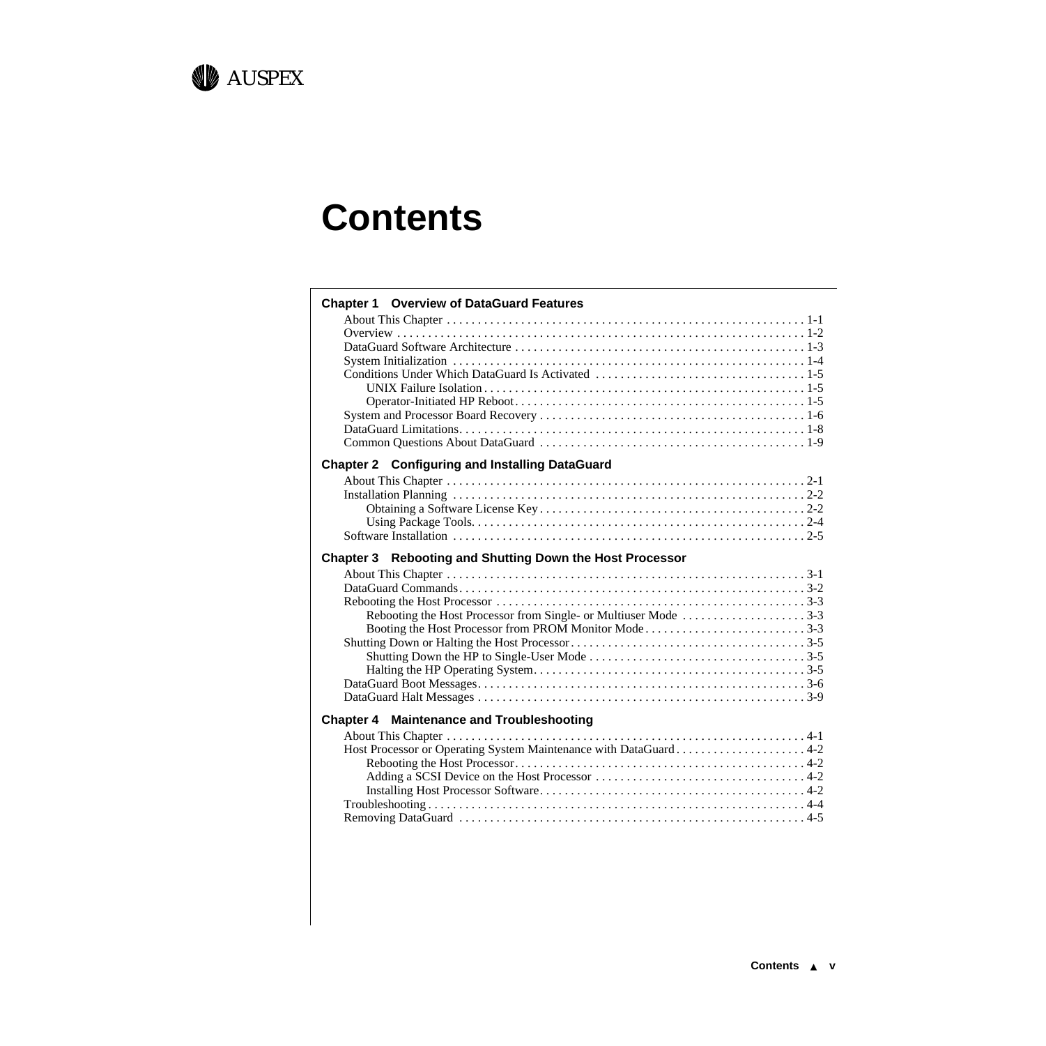# Contents

**Chapter 1 Overview of DataGuard Features**

- About This Chapter . . . . . . . . . . . . . . . . . . . . . . . . . . . . . . . . . . . . . . . . . . . . . . . . . . . . . . . . . . 1-1
- Overview . . . . . . . . . . . . . . . . . . . . . . . . . . . . . . . . . . . . . . . . . . . . . . . . . . . . . . . . . . . . . . . . . . 1-2
- DataGuard Software Architecture . . . . . . . . . . . . . . . . . . . . . . . . . . . . . . . . . . . . . . . . . . . . . . . 1-3
- System Initialization . . . . . . . . . . . . . . . . . . . . . . . . . . . . . . . . . . . . . . . . . . . . . . . . . . . . . . . . . 1-4
- Conditions Under Which DataGuard Is Activated . . . . . . . . . . . . . . . . . . . . . . . . . . . . . . . . . 1-5
  - UNIX Failure Isolation . . . . . . . . . . . . . . . . . . . . . . . . . . . . . . . . . . . . . . . . . . . . . . . . . . . . 1-5
  - Operator-Initiated HP Reboot . . . . . . . . . . . . . . . . . . . . . . . . . . . . . . . . . . . . . . . . . . . . . . . 1-5
- System and Processor Board Recovery . . . . . . . . . . . . . . . . . . . . . . . . . . . . . . . . . . . . . . . . . . 1-6
- DataGuard Limitations . . . . . . . . . . . . . . . . . . . . . . . . . . . . . . . . . . . . . . . . . . . . . . . . . . . . . . . . 1-8
- Common Questions About DataGuard . . . . . . . . . . . . . . . . . . . . . . . . . . . . . . . . . . . . . . . . . . . 1-9

**Chapter 2 Configuring and Installing DataGuard**

- About This Chapter . . . . . . . . . . . . . . . . . . . . . . . . . . . . . . . . . . . . . . . . . . . . . . . . . . . . . . . . . . 2-1
- Installation Planning . . . . . . . . . . . . . . . . . . . . . . . . . . . . . . . . . . . . . . . . . . . . . . . . . . . . . . . . . 2-2
  - Obtaining a Software License Key . . . . . . . . . . . . . . . . . . . . . . . . . . . . . . . . . . . . . . . . . . . 2-2
  - Using Package Tools . . . . . . . . . . . . . . . . . . . . . . . . . . . . . . . . . . . . . . . . . . . . . . . . . . . . . . 2-4
- Software Installation . . . . . . . . . . . . . . . . . . . . . . . . . . . . . . . . . . . . . . . . . . . . . . . . . . . . . . . . . 2-5

**Chapter 3 Rebooting and Shutting Down the Host Processor**

- About This Chapter . . . . . . . . . . . . . . . . . . . . . . . . . . . . . . . . . . . . . . . . . . . . . . . . . . . . . . . . . . 3-1
- DataGuard Commands . . . . . . . . . . . . . . . . . . . . . . . . . . . . . . . . . . . . . . . . . . . . . . . . . . . . . . . . 3-2
- Rebooting the Host Processor . . . . . . . . . . . . . . . . . . . . . . . . . . . . . . . . . . . . . . . . . . . . . . . . . . 3-3
  - Rebooting the Host Processor from Single- or Multiuser Mode . . . . . . . . . . . . . . . . . . . . 3-3
  - Booting the Host Processor from PROM Monitor Mode . . . . . . . . . . . . . . . . . . . . . . . . . . 3-3
- Shutting Down or Halting the Host Processor . . . . . . . . . . . . . . . . . . . . . . . . . . . . . . . . . . . . . . 3-5
  - Shutting Down the HP to Single-User Mode . . . . . . . . . . . . . . . . . . . . . . . . . . . . . . . . . . . 3-5
  - Halting the HP Operating System . . . . . . . . . . . . . . . . . . . . . . . . . . . . . . . . . . . . . . . . . . . . 3-5
- DataGuard Boot Messages . . . . . . . . . . . . . . . . . . . . . . . . . . . . . . . . . . . . . . . . . . . . . . . . . . . . . 3-6
- DataGuard Halt Messages . . . . . . . . . . . . . . . . . . . . . . . . . . . . . . . . . . . . . . . . . . . . . . . . . . . . . 3-9

**Chapter 4 Maintenance and Troubleshooting**

- About This Chapter . . . . . . . . . . . . . . . . . . . . . . . . . . . . . . . . . . . . . . . . . . . . . . . . . . . . . . . . . . 4-1
- Host Processor or Operating System Maintenance with DataGuard . . . . . . . . . . . . . . . . . . . . . 4-2
  - Rebooting the Host Processor . . . . . . . . . . . . . . . . . . . . . . . . . . . . . . . . . . . . . . . . . . . . . . . 4-2
  - Adding a SCSI Device on the Host Processor . . . . . . . . . . . . . . . . . . . . . . . . . . . . . . . . . . 4-2
  - Installing Host Processor Software . . . . . . . . . . . . . . . . . . . . . . . . . . . . . . . . . . . . . . . . . . . 4-2
- Troubleshooting . . . . . . . . . . . . . . . . . . . . . . . . . . . . . . . . . . . . . . . . . . . . . . . . . . . . . . . . . . . . . 4-4
- Removing DataGuard . . . . . . . . . . . . . . . . . . . . . . . . . . . . . . . . . . . . . . . . . . . . . . . . . . . . . . . . 4-5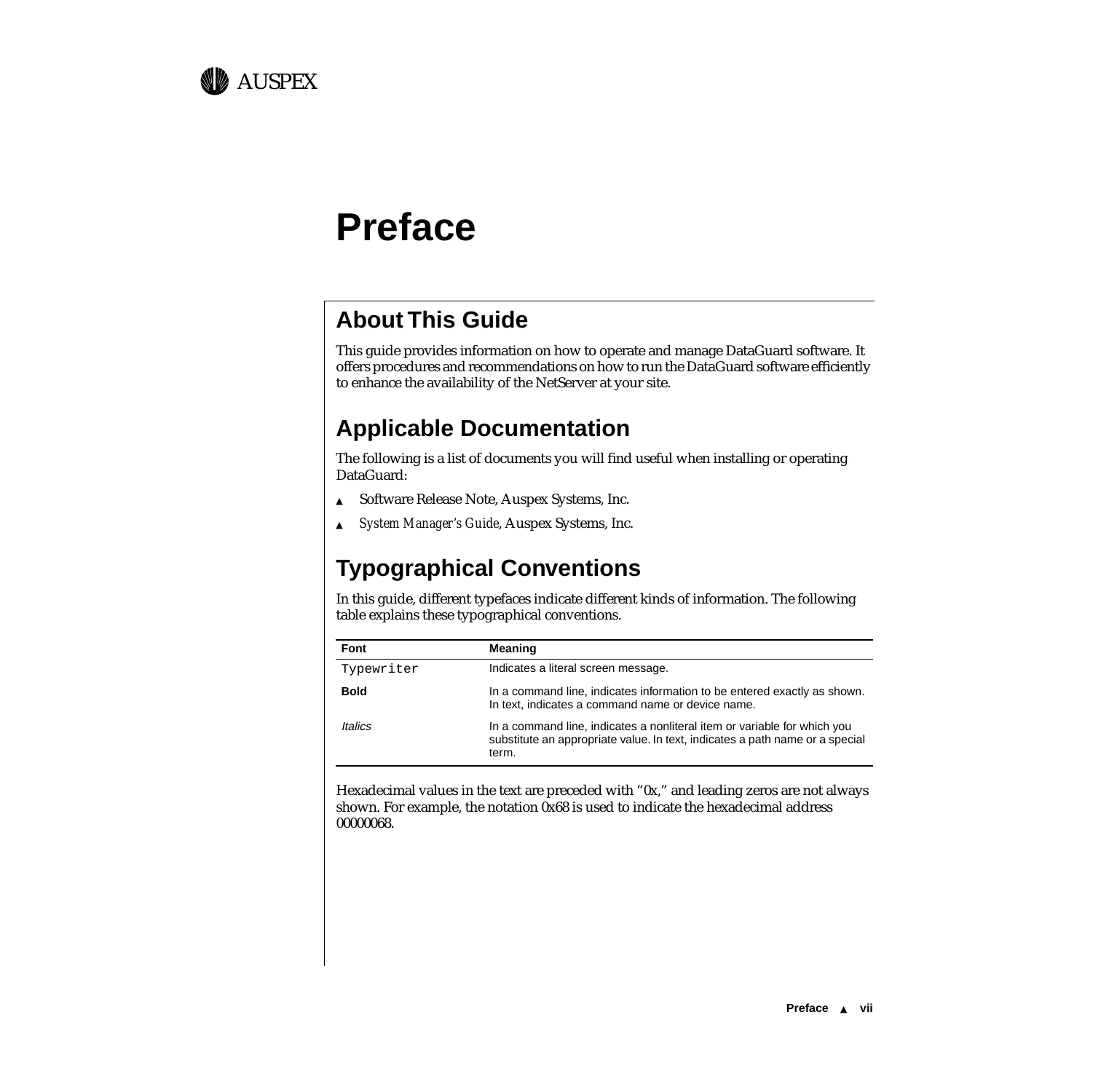# Preface

## About This Guide

This guide provides information on how to operate and manage DataGuard software. It offers procedures and recommendations on how to run the DataGuard software efficiently to enhance the availability of the NetServer at your site.

## Applicable Documentation

The following is a list of documents you will find useful when installing or operating DataGuard:

- Software Release Note, Auspex Systems, Inc.
- *System Manager's Guide*, Auspex Systems, Inc.

## Typographical Conventions

In this guide, different typefaces indicate different kinds of information. The following table explains these typographical conventions.

| Font | Meaning |
|---|---|
| `Typewriter` | Indicates a literal screen message. |
| **Bold** | In a command line, indicates information to be entered exactly as shown. In text, indicates a command name or device name. |
| *Italics* | In a command line, indicates a nonliteral item or variable for which you substitute an appropriate value. In text, indicates a path name or a special term. |

Hexadecimal values in the text are preceded with "0x," and leading zeros are not always shown. For example, the notation 0x68 is used to indicate the hexadecimal address 00000068.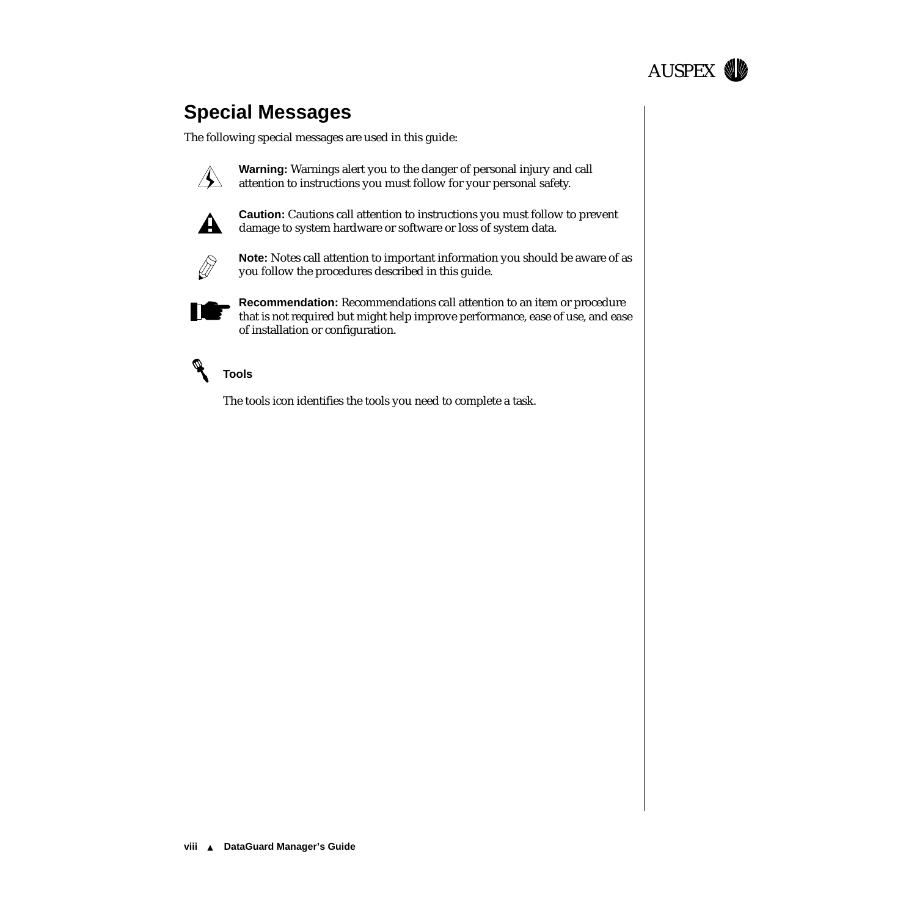## Special Messages

The following special messages are used in this guide:

**Warning:** Warnings alert you to the danger of personal injury and call attention to instructions you must follow for your personal safety.

**Caution:** Cautions call attention to instructions you must follow to prevent damage to system hardware or software or loss of system data.

**Note:** Notes call attention to important information you should be aware of as you follow the procedures described in this guide.

**Recommendation:** Recommendations call attention to an item or procedure that is not required but might help improve performance, ease of use, and ease of installation or configuration.

**Tools**

The tools icon identifies the tools you need to complete a task.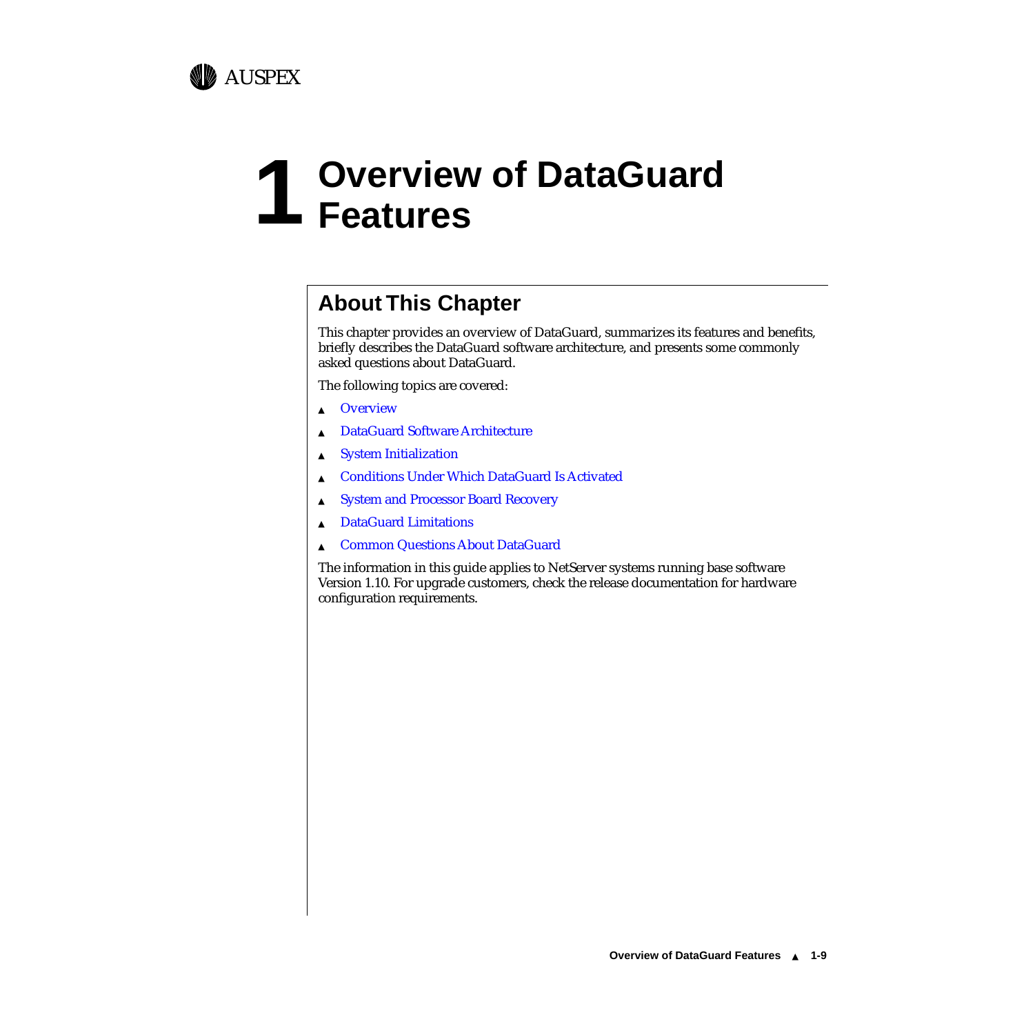# 1 Overview of DataGuard Features

## About This Chapter

This chapter provides an overview of DataGuard, summarizes its features and benefits, briefly describes the DataGuard software architecture, and presents some commonly asked questions about DataGuard.

The following topics are covered:

- Overview
- DataGuard Software Architecture
- System Initialization
- Conditions Under Which DataGuard Is Activated
- System and Processor Board Recovery
- DataGuard Limitations
- Common Questions About DataGuard

The information in this guide applies to NetServer systems running base software Version 1.10. For upgrade customers, check the release documentation for hardware configuration requirements.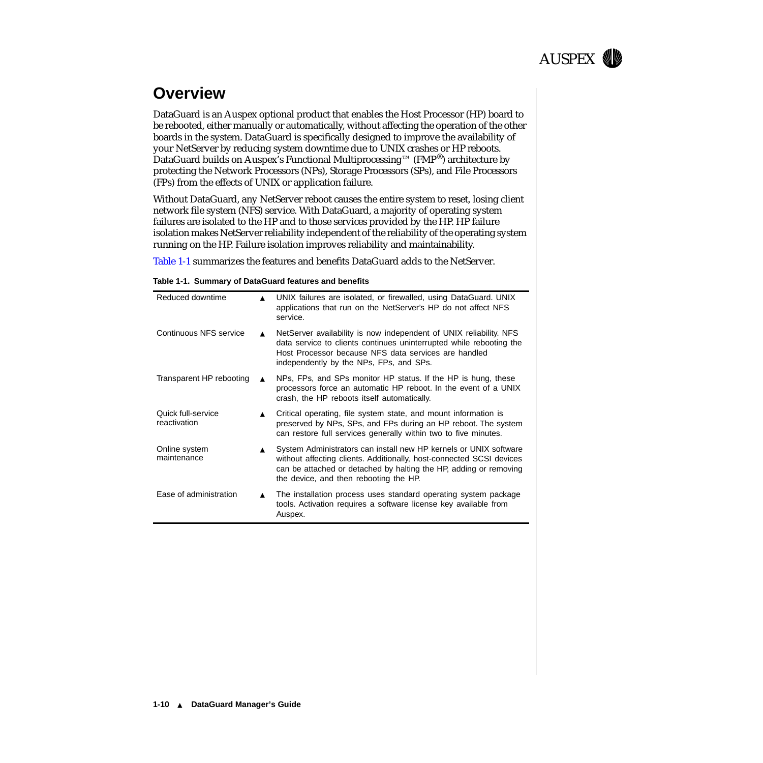# Overview

DataGuard is an Auspex optional product that enables the Host Processor (HP) board to be rebooted, either manually or automatically, without affecting the operation of the other boards in the system. DataGuard is specifically designed to improve the availability of your NetServer by reducing system downtime due to UNIX crashes or HP reboots. DataGuard builds on Auspex's Functional Multiprocessing™ (FMP®) architecture by protecting the Network Processors (NPs), Storage Processors (SPs), and File Processors (FPs) from the effects of UNIX or application failure.

Without DataGuard, any NetServer reboot causes the entire system to reset, losing client network file system (NFS) service. With DataGuard, a majority of operating system failures are isolated to the HP and to those services provided by the HP. HP failure isolation makes NetServer reliability independent of the reliability of the operating system running on the HP. Failure isolation improves reliability and maintainability.

Table 1-1 summarizes the features and benefits DataGuard adds to the NetServer.

**Table 1-1. Summary of DataGuard features and benefits**

| Feature | | Benefit |
|---|---|---|
| Reduced downtime | ▲ | UNIX failures are isolated, or firewalled, using DataGuard. UNIX applications that run on the NetServer's HP do not affect NFS service. |
| Continuous NFS service | ▲ | NetServer availability is now independent of UNIX reliability. NFS data service to clients continues uninterrupted while rebooting the Host Processor because NFS data services are handled independently by the NPs, FPs, and SPs. |
| Transparent HP rebooting | ▲ | NPs, FPs, and SPs monitor HP status. If the HP is hung, these processors force an automatic HP reboot. In the event of a UNIX crash, the HP reboots itself automatically. |
| Quick full-service reactivation | ▲ | Critical operating, file system state, and mount information is preserved by NPs, SPs, and FPs during an HP reboot. The system can restore full services generally within two to five minutes. |
| Online system maintenance | ▲ | System Administrators can install new HP kernels or UNIX software without affecting clients. Additionally, host-connected SCSI devices can be attached or detached by halting the HP, adding or removing the device, and then rebooting the HP. |
| Ease of administration | ▲ | The installation process uses standard operating system package tools. Activation requires a software license key available from Auspex. |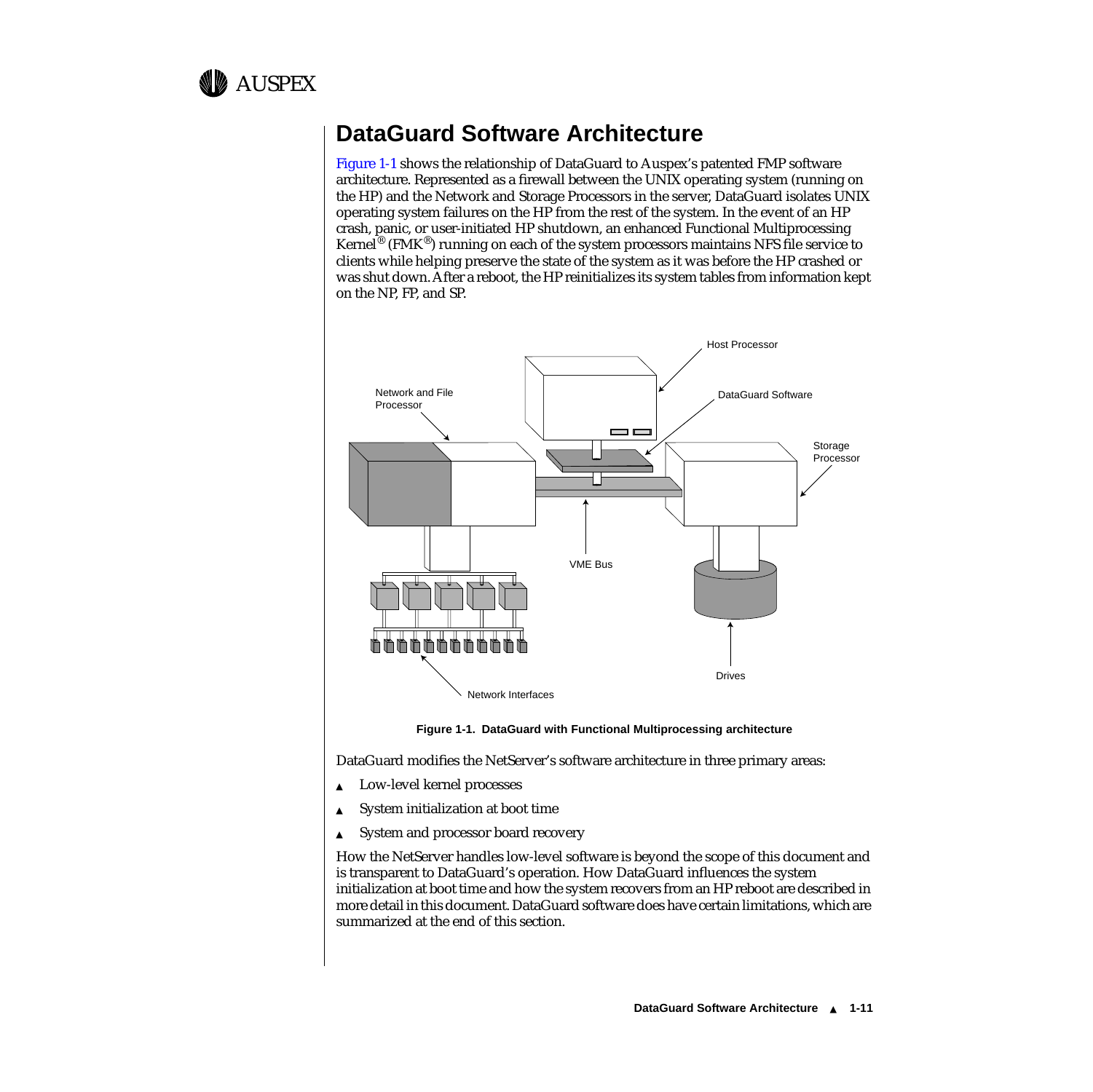## DataGuard Software Architecture

Figure 1-1 shows the relationship of DataGuard to Auspex's patented FMP software architecture. Represented as a firewall between the UNIX operating system (running on the HP) and the Network and Storage Processors in the server, DataGuard isolates UNIX operating system failures on the HP from the rest of the system. In the event of an HP crash, panic, or user-initiated HP shutdown, an enhanced Functional Multiprocessing Kernel® (FMK®) running on each of the system processors maintains NFS file service to clients while helping preserve the state of the system as it was before the HP crashed or was shut down. After a reboot, the HP reinitializes its system tables from information kept on the NP, FP, and SP.

**Figure 1-1. DataGuard with Functional Multiprocessing architecture**

DataGuard modifies the NetServer's software architecture in three primary areas:

- Low-level kernel processes
- System initialization at boot time
- System and processor board recovery

How the NetServer handles low-level software is beyond the scope of this document and is transparent to DataGuard's operation. How DataGuard influences the system initialization at boot time and how the system recovers from an HP reboot are described in more detail in this document. DataGuard software does have certain limitations, which are summarized at the end of this section.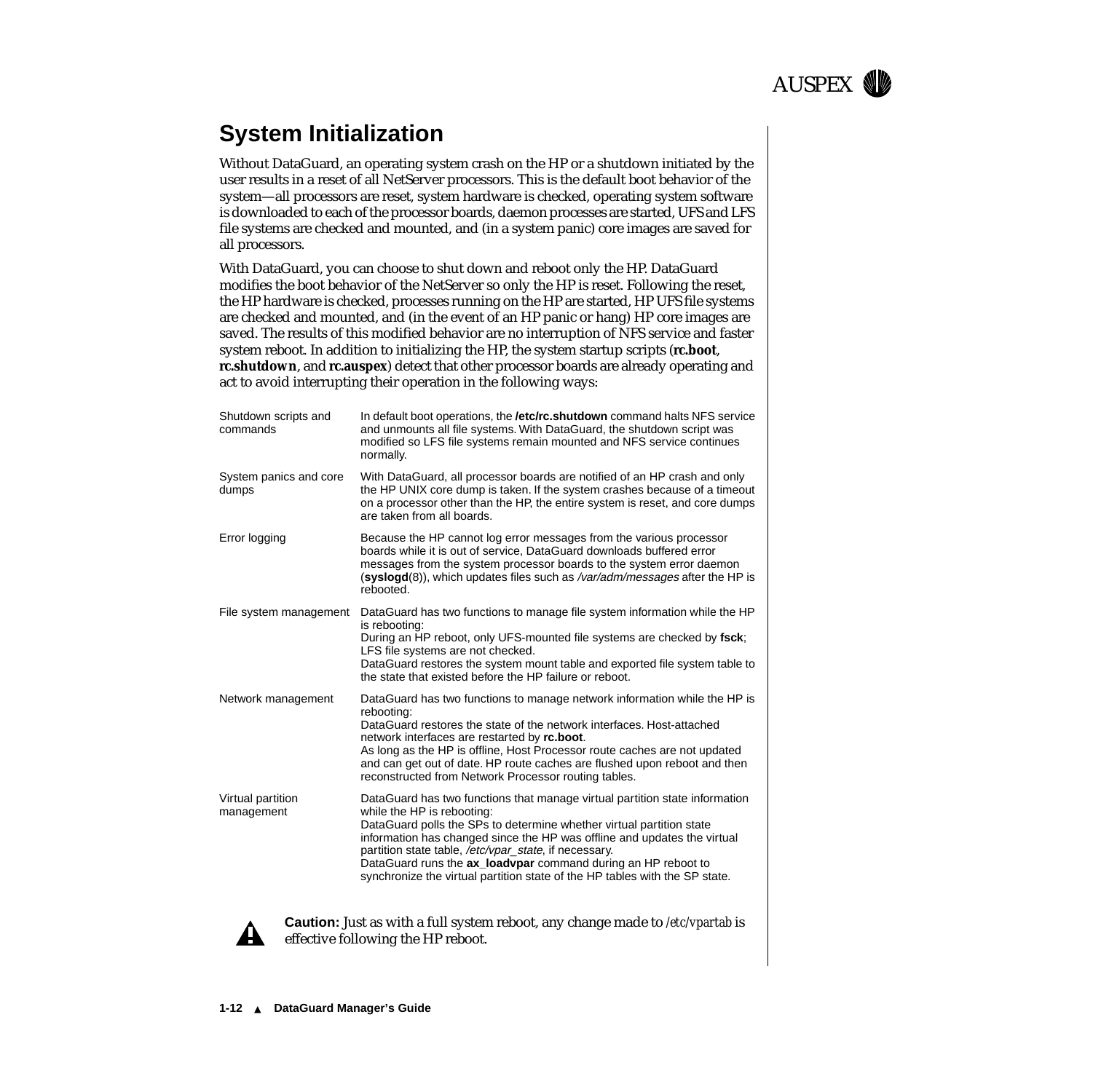# System Initialization

Without DataGuard, an operating system crash on the HP or a shutdown initiated by the user results in a reset of all NetServer processors. This is the default boot behavior of the system—all processors are reset, system hardware is checked, operating system software is downloaded to each of the processor boards, daemon processes are started, UFS and LFS file systems are checked and mounted, and (in a system panic) core images are saved for all processors.

With DataGuard, you can choose to shut down and reboot only the HP. DataGuard modifies the boot behavior of the NetServer so only the HP is reset. Following the reset, the HP hardware is checked, processes running on the HP are started, HP UFS file systems are checked and mounted, and (in the event of an HP panic or hang) HP core images are saved. The results of this modified behavior are no interruption of NFS service and faster system reboot. In addition to initializing the HP, the system startup scripts (**rc.boot**, **rc.shutdown**, and **rc.auspex**) detect that other processor boards are already operating and act to avoid interrupting their operation in the following ways:

| | |
|---|---|
| Shutdown scripts and commands | In default boot operations, the **/etc/rc.shutdown** command halts NFS service and unmounts all file systems. With DataGuard, the shutdown script was modified so LFS file systems remain mounted and NFS service continues normally. |
| System panics and core dumps | With DataGuard, all processor boards are notified of an HP crash and only the HP UNIX core dump is taken. If the system crashes because of a timeout on a processor other than the HP, the entire system is reset, and core dumps are taken from all boards. |
| Error logging | Because the HP cannot log error messages from the various processor boards while it is out of service, DataGuard downloads buffered error messages from the system processor boards to the system error daemon (**syslogd**(8)), which updates files such as */var/adm/messages* after the HP is rebooted. |
| File system management | DataGuard has two functions to manage file system information while the HP is rebooting:<br>During an HP reboot, only UFS-mounted file systems are checked by **fsck**; LFS file systems are not checked.<br>DataGuard restores the system mount table and exported file system table to the state that existed before the HP failure or reboot. |
| Network management | DataGuard has two functions to manage network information while the HP is rebooting:<br>DataGuard restores the state of the network interfaces. Host-attached network interfaces are restarted by **rc.boot**.<br>As long as the HP is offline, Host Processor route caches are not updated and can get out of date. HP route caches are flushed upon reboot and then reconstructed from Network Processor routing tables. |
| Virtual partition management | DataGuard has two functions that manage virtual partition state information while the HP is rebooting:<br>DataGuard polls the SPs to determine whether virtual partition state information has changed since the HP was offline and updates the virtual partition state table, */etc/vpar_state*, if necessary.<br>DataGuard runs the **ax_loadvpar** command during an HP reboot to synchronize the virtual partition state of the HP tables with the SP state. |

**Caution:** Just as with a full system reboot, any change made to */etc/vpartab* is effective following the HP reboot.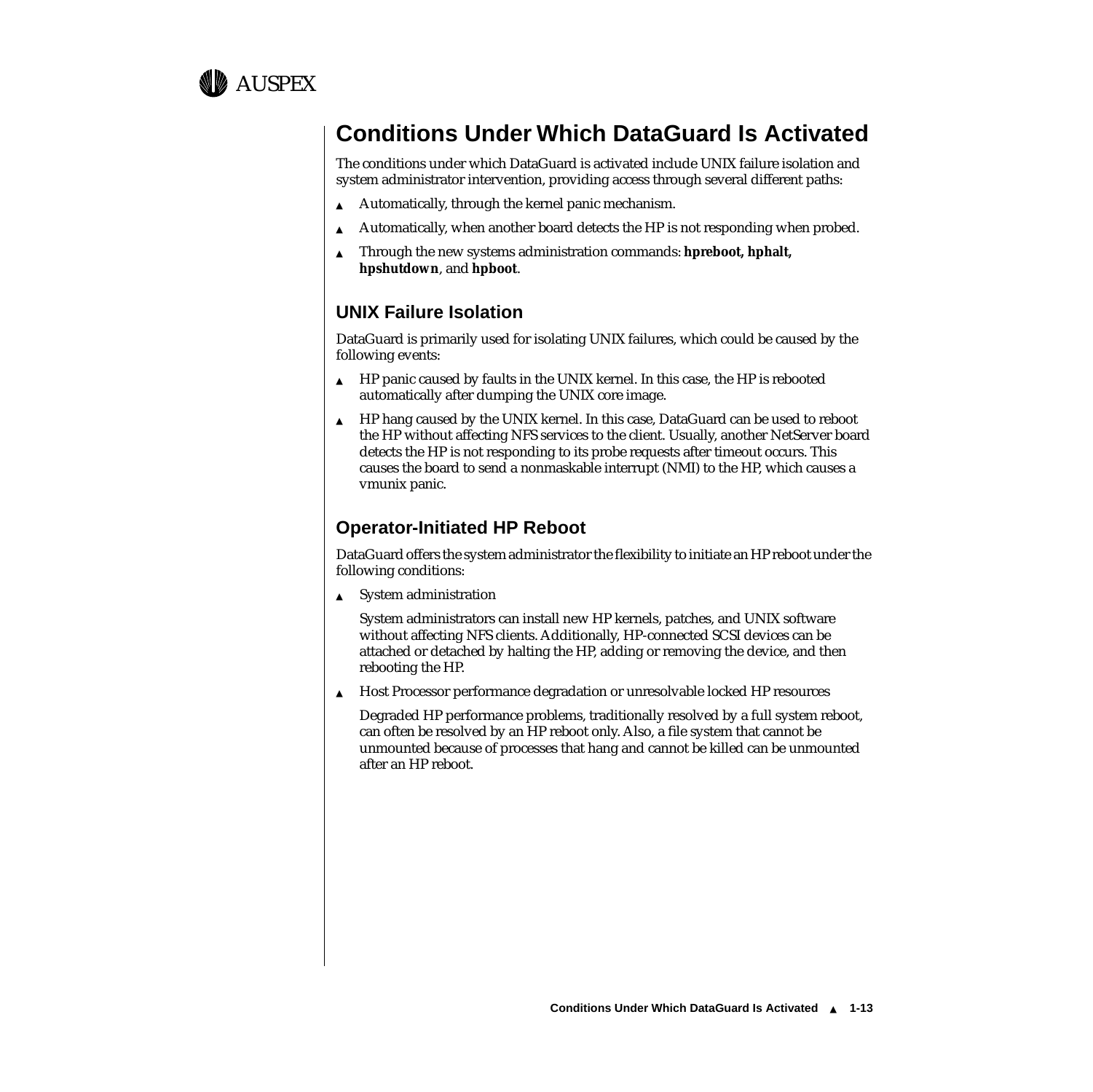# Conditions Under Which DataGuard Is Activated

The conditions under which DataGuard is activated include UNIX failure isolation and system administrator intervention, providing access through several different paths:

- Automatically, through the kernel panic mechanism.
- Automatically, when another board detects the HP is not responding when probed.
- Through the new systems administration commands: **hpreboot, hphalt, hpshutdown**, and **hpboot**.

## UNIX Failure Isolation

DataGuard is primarily used for isolating UNIX failures, which could be caused by the following events:

- HP panic caused by faults in the UNIX kernel. In this case, the HP is rebooted automatically after dumping the UNIX core image.
- HP hang caused by the UNIX kernel. In this case, DataGuard can be used to reboot the HP without affecting NFS services to the client. Usually, another NetServer board detects the HP is not responding to its probe requests after timeout occurs. This causes the board to send a nonmaskable interrupt (NMI) to the HP, which causes a vmunix panic.

## Operator-Initiated HP Reboot

DataGuard offers the system administrator the flexibility to initiate an HP reboot under the following conditions:

- System administration

  System administrators can install new HP kernels, patches, and UNIX software without affecting NFS clients. Additionally, HP-connected SCSI devices can be attached or detached by halting the HP, adding or removing the device, and then rebooting the HP.

- Host Processor performance degradation or unresolvable locked HP resources

  Degraded HP performance problems, traditionally resolved by a full system reboot, can often be resolved by an HP reboot only. Also, a file system that cannot be unmounted because of processes that hang and cannot be killed can be unmounted after an HP reboot.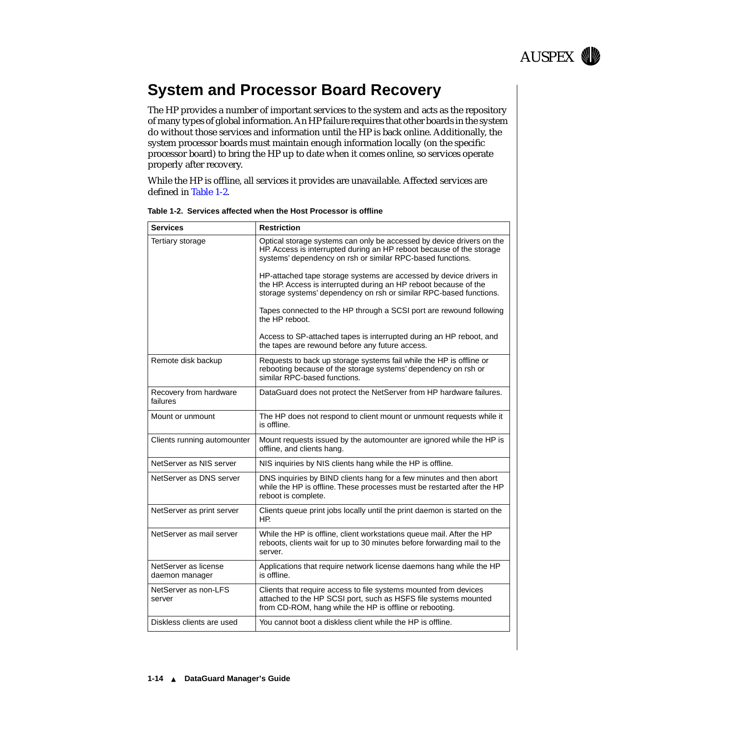# System and Processor Board Recovery

The HP provides a number of important services to the system and acts as the repository of many types of global information. An HP failure requires that other boards in the system do without those services and information until the HP is back online. Additionally, the system processor boards must maintain enough information locally (on the specific processor board) to bring the HP up to date when it comes online, so services operate properly after recovery.

While the HP is offline, all services it provides are unavailable. Affected services are defined in Table 1-2.

**Table 1-2. Services affected when the Host Processor is offline**

| Services | Restriction |
|---|---|
| Tertiary storage | Optical storage systems can only be accessed by device drivers on the HP. Access is interrupted during an HP reboot because of the storage systems' dependency on rsh or similar RPC-based functions.<br><br>HP-attached tape storage systems are accessed by device drivers in the HP. Access is interrupted during an HP reboot because of the storage systems' dependency on rsh or similar RPC-based functions.<br><br>Tapes connected to the HP through a SCSI port are rewound following the HP reboot.<br><br>Access to SP-attached tapes is interrupted during an HP reboot, and the tapes are rewound before any future access. |
| Remote disk backup | Requests to back up storage systems fail while the HP is offline or rebooting because of the storage systems' dependency on rsh or similar RPC-based functions. |
| Recovery from hardware failures | DataGuard does not protect the NetServer from HP hardware failures. |
| Mount or unmount | The HP does not respond to client mount or unmount requests while it is offline. |
| Clients running automounter | Mount requests issued by the automounter are ignored while the HP is offline, and clients hang. |
| NetServer as NIS server | NIS inquiries by NIS clients hang while the HP is offline. |
| NetServer as DNS server | DNS inquiries by BIND clients hang for a few minutes and then abort while the HP is offline. These processes must be restarted after the HP reboot is complete. |
| NetServer as print server | Clients queue print jobs locally until the print daemon is started on the HP. |
| NetServer as mail server | While the HP is offline, client workstations queue mail. After the HP reboots, clients wait for up to 30 minutes before forwarding mail to the server. |
| NetServer as license daemon manager | Applications that require network license daemons hang while the HP is offline. |
| NetServer as non-LFS server | Clients that require access to file systems mounted from devices attached to the HP SCSI port, such as HSFS file systems mounted from CD-ROM, hang while the HP is offline or rebooting. |
| Diskless clients are used | You cannot boot a diskless client while the HP is offline. |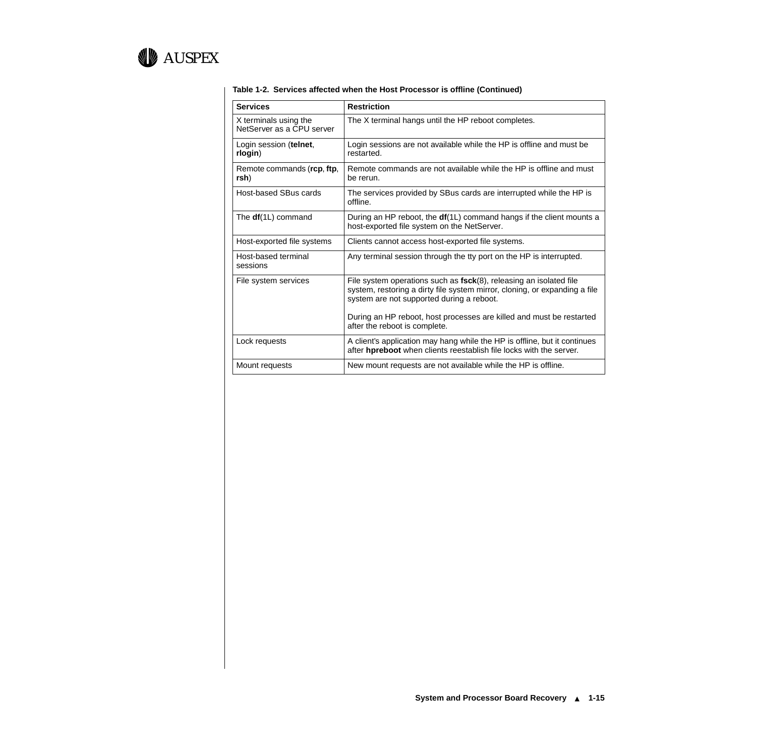**Table 1-2. Services affected when the Host Processor is offline (Continued)**

| Services | Restriction |
|---|---|
| X terminals using the NetServer as a CPU server | The X terminal hangs until the HP reboot completes. |
| Login session (**telnet**, **rlogin**) | Login sessions are not available while the HP is offline and must be restarted. |
| Remote commands (**rcp**, **ftp**, **rsh**) | Remote commands are not available while the HP is offline and must be rerun. |
| Host-based SBus cards | The services provided by SBus cards are interrupted while the HP is offline. |
| The **df**(1L) command | During an HP reboot, the **df**(1L) command hangs if the client mounts a host-exported file system on the NetServer. |
| Host-exported file systems | Clients cannot access host-exported file systems. |
| Host-based terminal sessions | Any terminal session through the tty port on the HP is interrupted. |
| File system services | File system operations such as **fsck**(8), releasing an isolated file system, restoring a dirty file system mirror, cloning, or expanding a file system are not supported during a reboot.<br><br>During an HP reboot, host processes are killed and must be restarted after the reboot is complete. |
| Lock requests | A client's application may hang while the HP is offline, but it continues after **hpreboot** when clients reestablish file locks with the server. |
| Mount requests | New mount requests are not available while the HP is offline. |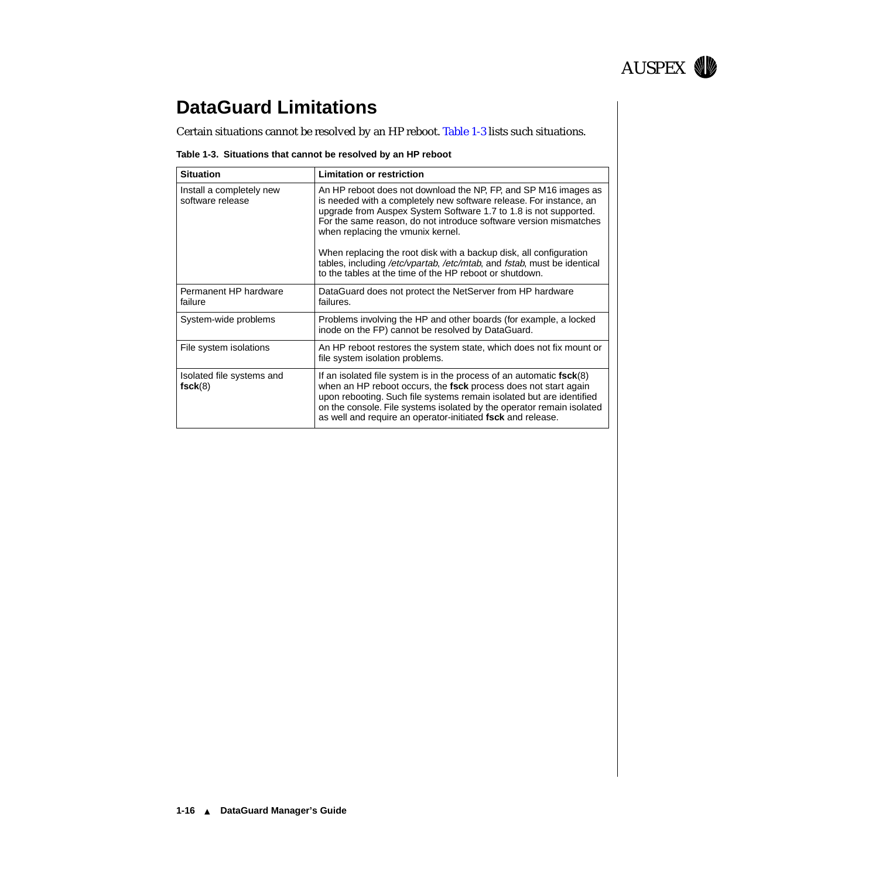## DataGuard Limitations

Certain situations cannot be resolved by an HP reboot. Table 1-3 lists such situations.

**Table 1-3. Situations that cannot be resolved by an HP reboot**

| Situation | Limitation or restriction |
|---|---|
| Install a completely new software release | An HP reboot does not download the NP, FP, and SP M16 images as is needed with a completely new software release. For instance, an upgrade from Auspex System Software 1.7 to 1.8 is not supported. For the same reason, do not introduce software version mismatches when replacing the vmunix kernel.<br><br>When replacing the root disk with a backup disk, all configuration tables, including */etc/vpartab*, */etc/mtab*, and *fstab*, must be identical to the tables at the time of the HP reboot or shutdown. |
| Permanent HP hardware failure | DataGuard does not protect the NetServer from HP hardware failures. |
| System-wide problems | Problems involving the HP and other boards (for example, a locked inode on the FP) cannot be resolved by DataGuard. |
| File system isolations | An HP reboot restores the system state, which does not fix mount or file system isolation problems. |
| Isolated file systems and **fsck**(8) | If an isolated file system is in the process of an automatic **fsck**(8) when an HP reboot occurs, the **fsck** process does not start again upon rebooting. Such file systems remain isolated but are identified on the console. File systems isolated by the operator remain isolated as well and require an operator-initiated **fsck** and release. |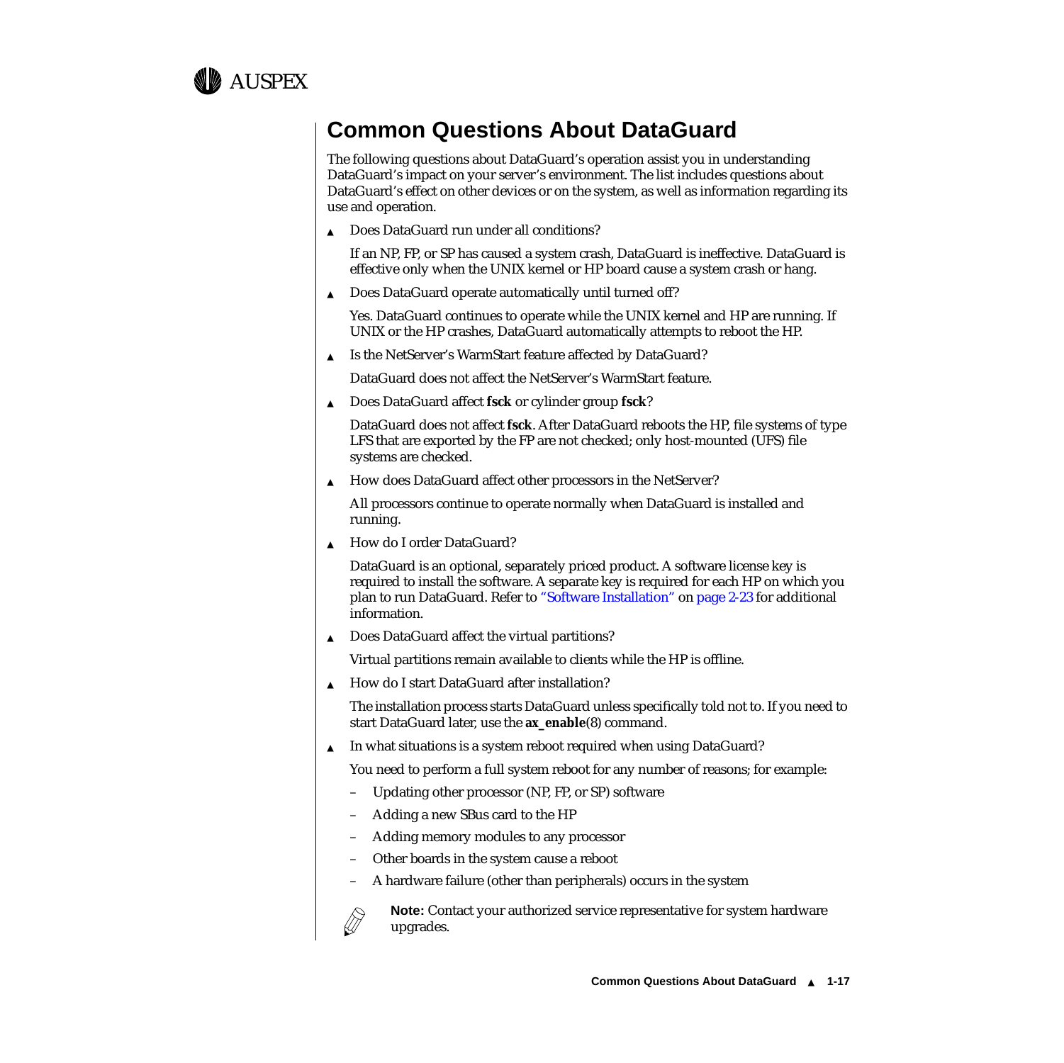## Common Questions About DataGuard

The following questions about DataGuard's operation assist you in understanding DataGuard's impact on your server's environment. The list includes questions about DataGuard's effect on other devices or on the system, as well as information regarding its use and operation.

- Does DataGuard run under all conditions?

  If an NP, FP, or SP has caused a system crash, DataGuard is ineffective. DataGuard is effective only when the UNIX kernel or HP board cause a system crash or hang.

- Does DataGuard operate automatically until turned off?

  Yes. DataGuard continues to operate while the UNIX kernel and HP are running. If UNIX or the HP crashes, DataGuard automatically attempts to reboot the HP.

- Is the NetServer's WarmStart feature affected by DataGuard?

  DataGuard does not affect the NetServer's WarmStart feature.

- Does DataGuard affect **fsck** or cylinder group **fsck**?

  DataGuard does not affect **fsck**. After DataGuard reboots the HP, file systems of type LFS that are exported by the FP are not checked; only host-mounted (UFS) file systems are checked.

- How does DataGuard affect other processors in the NetServer?

  All processors continue to operate normally when DataGuard is installed and running.

- How do I order DataGuard?

  DataGuard is an optional, separately priced product. A software license key is required to install the software. A separate key is required for each HP on which you plan to run DataGuard. Refer to "Software Installation" on page 2-23 for additional information.

- Does DataGuard affect the virtual partitions?

  Virtual partitions remain available to clients while the HP is offline.

- How do I start DataGuard after installation?

  The installation process starts DataGuard unless specifically told not to. If you need to start DataGuard later, use the **ax_enable**(8) command.

- In what situations is a system reboot required when using DataGuard?

  You need to perform a full system reboot for any number of reasons; for example:

  - Updating other processor (NP, FP, or SP) software
  - Adding a new SBus card to the HP
  - Adding memory modules to any processor
  - Other boards in the system cause a reboot
  - A hardware failure (other than peripherals) occurs in the system

**Note:** Contact your authorized service representative for system hardware upgrades.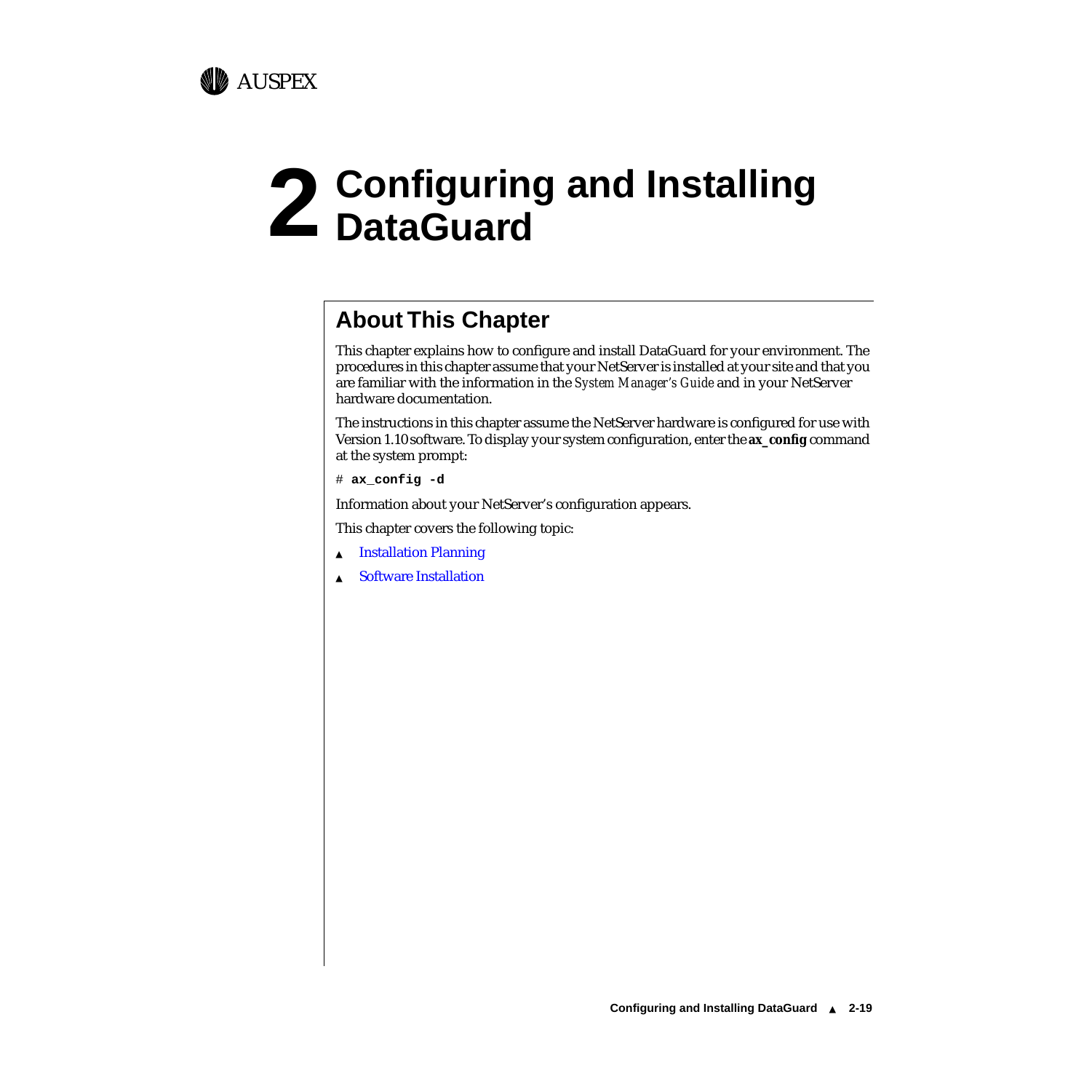# 2 Configuring and Installing DataGuard

## About This Chapter

This chapter explains how to configure and install DataGuard for your environment. The procedures in this chapter assume that your NetServer is installed at your site and that you are familiar with the information in the *System Manager's Guide* and in your NetServer hardware documentation.

The instructions in this chapter assume the NetServer hardware is configured for use with Version 1.10 software. To display your system configuration, enter the **ax_config** command at the system prompt:

```
# ax_config -d
```

Information about your NetServer's configuration appears.

This chapter covers the following topic:

- Installation Planning
- Software Installation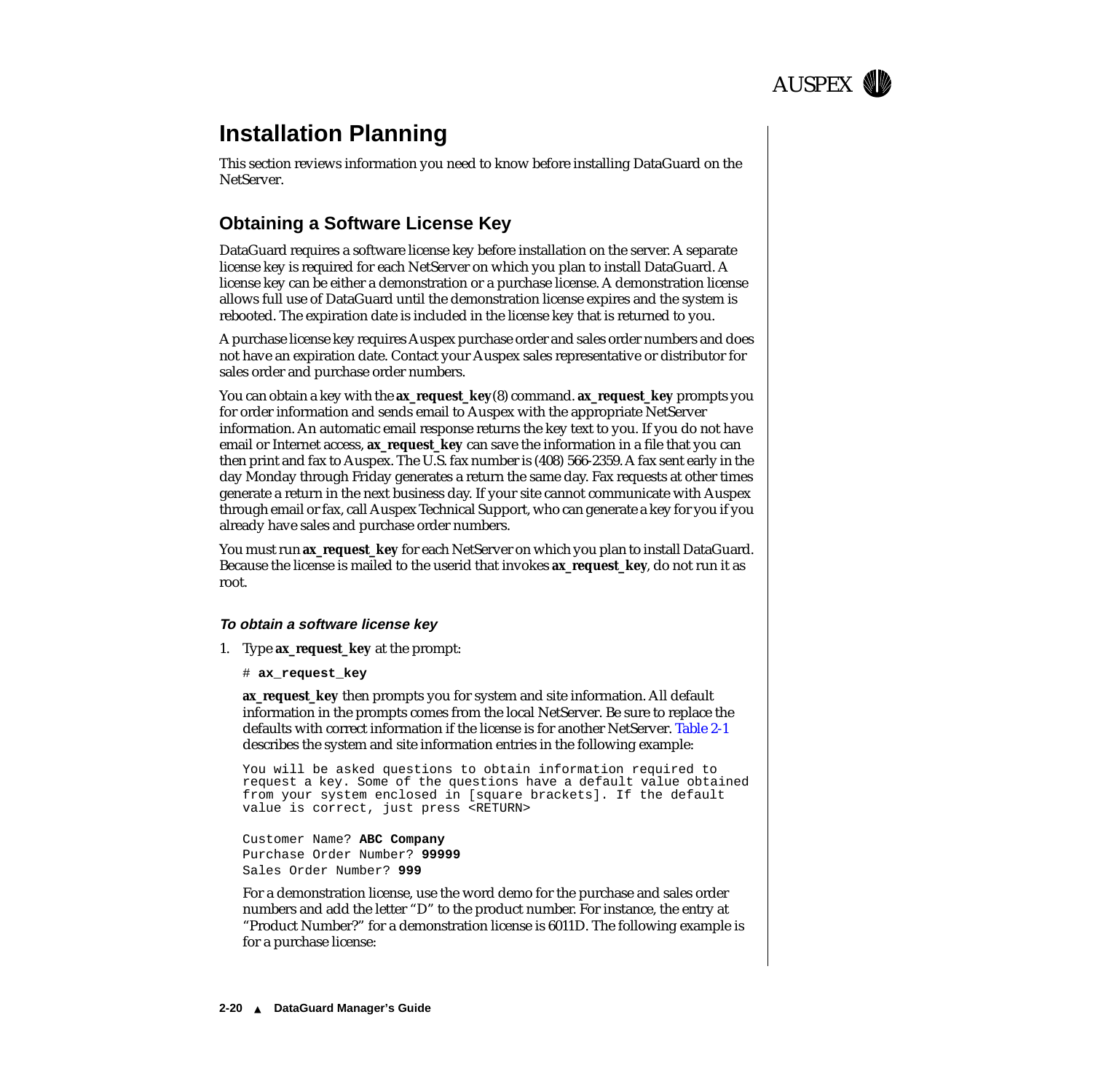# Installation Planning

This section reviews information you need to know before installing DataGuard on the NetServer.

## Obtaining a Software License Key

DataGuard requires a software license key before installation on the server. A separate license key is required for each NetServer on which you plan to install DataGuard. A license key can be either a demonstration or a purchase license. A demonstration license allows full use of DataGuard until the demonstration license expires and the system is rebooted. The expiration date is included in the license key that is returned to you.

A purchase license key requires Auspex purchase order and sales order numbers and does not have an expiration date. Contact your Auspex sales representative or distributor for sales order and purchase order numbers.

You can obtain a key with the **ax_request_key**(8) command. **ax_request_key** prompts you for order information and sends email to Auspex with the appropriate NetServer information. An automatic email response returns the key text to you. If you do not have email or Internet access, **ax_request_key** can save the information in a file that you can then print and fax to Auspex. The U.S. fax number is (408) 566-2359. A fax sent early in the day Monday through Friday generates a return the same day. Fax requests at other times generate a return in the next business day. If your site cannot communicate with Auspex through email or fax, call Auspex Technical Support, who can generate a key for you if you already have sales and purchase order numbers.

You must run **ax_request_key** for each NetServer on which you plan to install DataGuard. Because the license is mailed to the userid that invokes **ax_request_key**, do not run it as root.

#### *To obtain a software license key*

1. Type **ax_request_key** at the prompt:

   ```
   # ax_request_key
   ```

   **ax_request_key** then prompts you for system and site information. All default information in the prompts comes from the local NetServer. Be sure to replace the defaults with correct information if the license is for another NetServer. Table 2-1 describes the system and site information entries in the following example:

   ```
   You will be asked questions to obtain information required to
   request a key. Some of the questions have a default value obtained
   from your system enclosed in [square brackets]. If the default
   value is correct, just press <RETURN>

   Customer Name? ABC Company
   Purchase Order Number? 99999
   Sales Order Number? 999
   ```

   For a demonstration license, use the word demo for the purchase and sales order numbers and add the letter "D" to the product number. For instance, the entry at "Product Number?" for a demonstration license is 6011D. The following example is for a purchase license: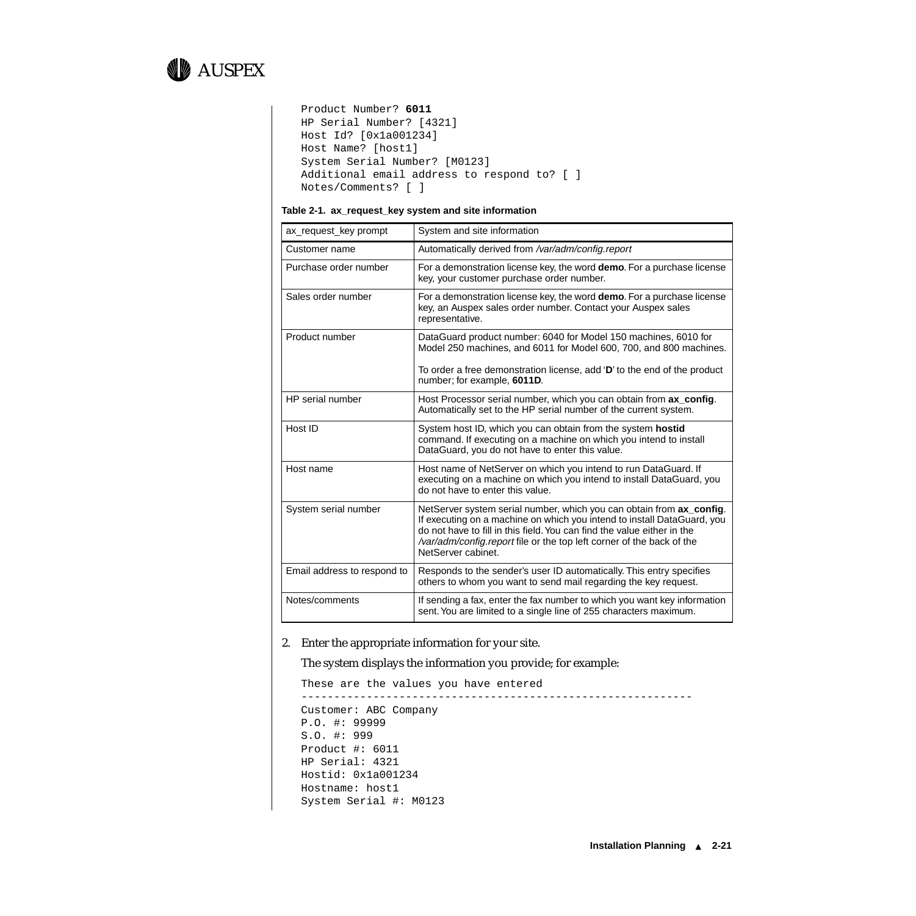```
Product Number? 6011
HP Serial Number? [4321]
Host Id? [0x1a001234]
Host Name? [host1]
System Serial Number? [M0123]
Additional email address to respond to? [ ]
Notes/Comments? [ ]
```

**Table 2-1. ax_request_key system and site information**

| ax_request_key prompt | System and site information |
|---|---|
| Customer name | Automatically derived from */var/adm/config.report* |
| Purchase order number | For a demonstration license key, the word **demo**. For a purchase license key, your customer purchase order number. |
| Sales order number | For a demonstration license key, the word **demo**. For a purchase license key, an Auspex sales order number. Contact your Auspex sales representative. |
| Product number | DataGuard product number: 6040 for Model 150 machines, 6010 for Model 250 machines, and 6011 for Model 600, 700, and 800 machines. To order a free demonstration license, add '**D**' to the end of the product number; for example, **6011D**. |
| HP serial number | Host Processor serial number, which you can obtain from **ax_config**. Automatically set to the HP serial number of the current system. |
| Host ID | System host ID, which you can obtain from the system **hostid** command. If executing on a machine on which you intend to install DataGuard, you do not have to enter this value. |
| Host name | Host name of NetServer on which you intend to run DataGuard. If executing on a machine on which you intend to install DataGuard, you do not have to enter this value. |
| System serial number | NetServer system serial number, which you can obtain from **ax_config**. If executing on a machine on which you intend to install DataGuard, you do not have to fill in this field. You can find the value either in the */var/adm/config.report* file or the top left corner of the back of the NetServer cabinet. |
| Email address to respond to | Responds to the sender's user ID automatically. This entry specifies others to whom you want to send mail regarding the key request. |
| Notes/comments | If sending a fax, enter the fax number to which you want key information sent. You are limited to a single line of 255 characters maximum. |

2. Enter the appropriate information for your site.

   The system displays the information you provide; for example:

```
These are the values you have entered
------------------------------------------------------------
Customer: ABC Company
P.O. #: 99999
S.O. #: 999
Product #: 6011
HP Serial: 4321
Hostid: 0x1a001234
Hostname: host1
System Serial #: M0123
```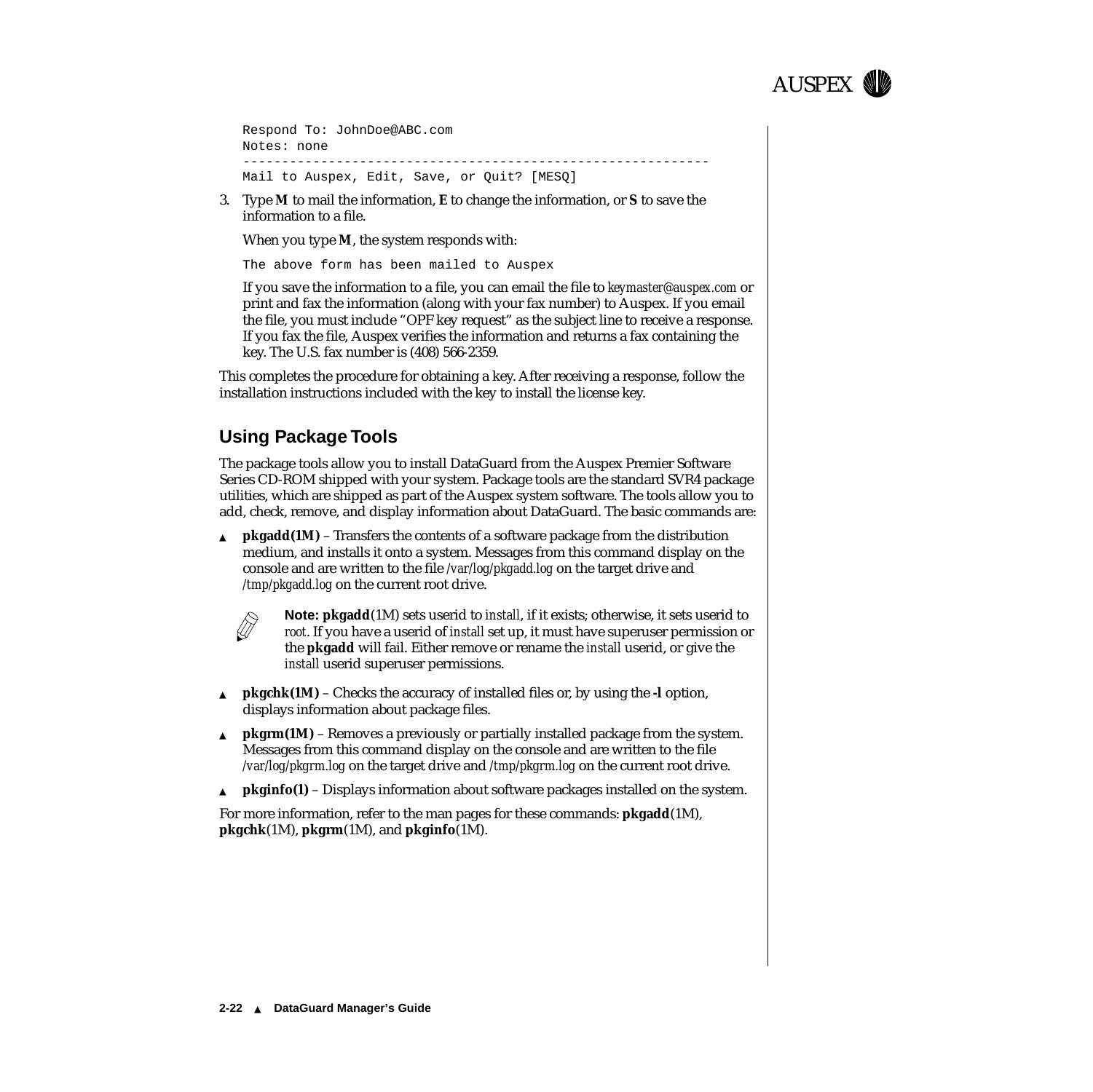```
Respond To: JohnDoe@ABC.com
Notes: none
-----------------------------------------------------------
Mail to Auspex, Edit, Save, or Quit? [MESQ]
```

3. Type **M** to mail the information, **E** to change the information, or **S** to save the information to a file.

   When you type **M**, the system responds with:

   ```
   The above form has been mailed to Auspex
   ```

   If you save the information to a file, you can email the file to *keymaster@auspex.com* or print and fax the information (along with your fax number) to Auspex. If you email the file, you must include "OPF key request" as the subject line to receive a response. If you fax the file, Auspex verifies the information and returns a fax containing the key. The U.S. fax number is (408) 566-2359.

This completes the procedure for obtaining a key. After receiving a response, follow the installation instructions included with the key to install the license key.

## Using Package Tools

The package tools allow you to install DataGuard from the Auspex Premier Software Series CD-ROM shipped with your system. Package tools are the standard SVR4 package utilities, which are shipped as part of the Auspex system software. The tools allow you to add, check, remove, and display information about DataGuard. The basic commands are:

- **pkgadd(1M)** – Transfers the contents of a software package from the distribution medium, and installs it onto a system. Messages from this command display on the console and are written to the file */var/log/pkgadd.log* on the target drive and */tmp/pkgadd.log* on the current root drive.

  **Note: pkgadd**(1M) sets userid to *install*, if it exists; otherwise, it sets userid to *root*. If you have a userid of *install* set up, it must have superuser permission or the **pkgadd** will fail. Either remove or rename the *install* userid, or give the *install* userid superuser permissions.

- **pkgchk(1M)** – Checks the accuracy of installed files or, by using the **-l** option, displays information about package files.
- **pkgrm(1M)** – Removes a previously or partially installed package from the system. Messages from this command display on the console and are written to the file */var/log/pkgrm.log* on the target drive and */tmp/pkgrm.log* on the current root drive.
- **pkginfo(1)** – Displays information about software packages installed on the system.

For more information, refer to the man pages for these commands: **pkgadd**(1M), **pkgchk**(1M), **pkgrm**(1M), and **pkginfo**(1M).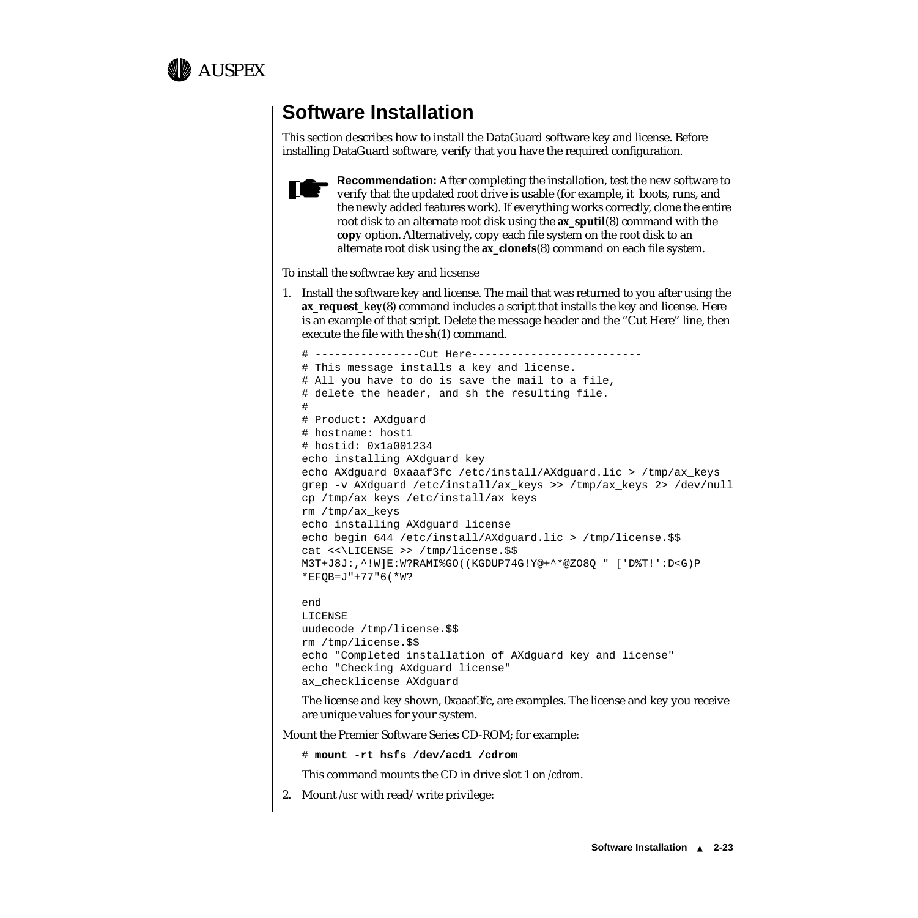## Software Installation

This section describes how to install the DataGuard software key and license. Before installing DataGuard software, verify that you have the required configuration.

**Recommendation:** After completing the installation, test the new software to verify that the updated root drive is usable (for example, it boots, runs, and the newly added features work). If everything works correctly, clone the entire root disk to an alternate root disk using the **ax_sputil**(8) command with the **copy** option. Alternatively, copy each file system on the root disk to an alternate root disk using the **ax_clonefs**(8) command on each file system.

To install the softwrae key and licsense

1. Install the software key and license. The mail that was returned to you after using the **ax_request_key**(8) command includes a script that installs the key and license. Here is an example of that script. Delete the message header and the "Cut Here" line, then execute the file with the **sh**(1) command.

   ```
   # ----------------Cut Here--------------------------
   # This message installs a key and license.
   # All you have to do is save the mail to a file,
   # delete the header, and sh the resulting file.
   #
   # Product: AXdguard
   # hostname: host1
   # hostid: 0x1a001234
   echo installing AXdguard key
   echo AXdguard 0xaaaf3fc /etc/install/AXdguard.lic > /tmp/ax_keys
   grep -v AXdguard /etc/install/ax_keys >> /tmp/ax_keys 2> /dev/null
   cp /tmp/ax_keys /etc/install/ax_keys
   rm /tmp/ax_keys
   echo installing AXdguard license
   echo begin 644 /etc/install/AXdguard.lic > /tmp/license.$$
   cat <<\LICENSE >> /tmp/license.$$
   M3T+J8J:,^!W]E:W?RAMI%GO((KGDUP74G!Y@+^*@ZO8Q " ['D%T!':D<G)P
   *EFQB=J"+77"6(*W?

   end
   LICENSE
   uudecode /tmp/license.$$
   rm /tmp/license.$$
   echo "Completed installation of AXdguard key and license"
   echo "Checking AXdguard license"
   ax_checklicense AXdguard
   ```

   The license and key shown, 0xaaaf3fc, are examples. The license and key you receive are unique values for your system.

Mount the Premier Software Series CD-ROM; for example:

```
# mount -rt hsfs /dev/acd1 /cdrom
```

This command mounts the CD in drive slot 1 on */cdrom*.

2. Mount */usr* with read/write privilege: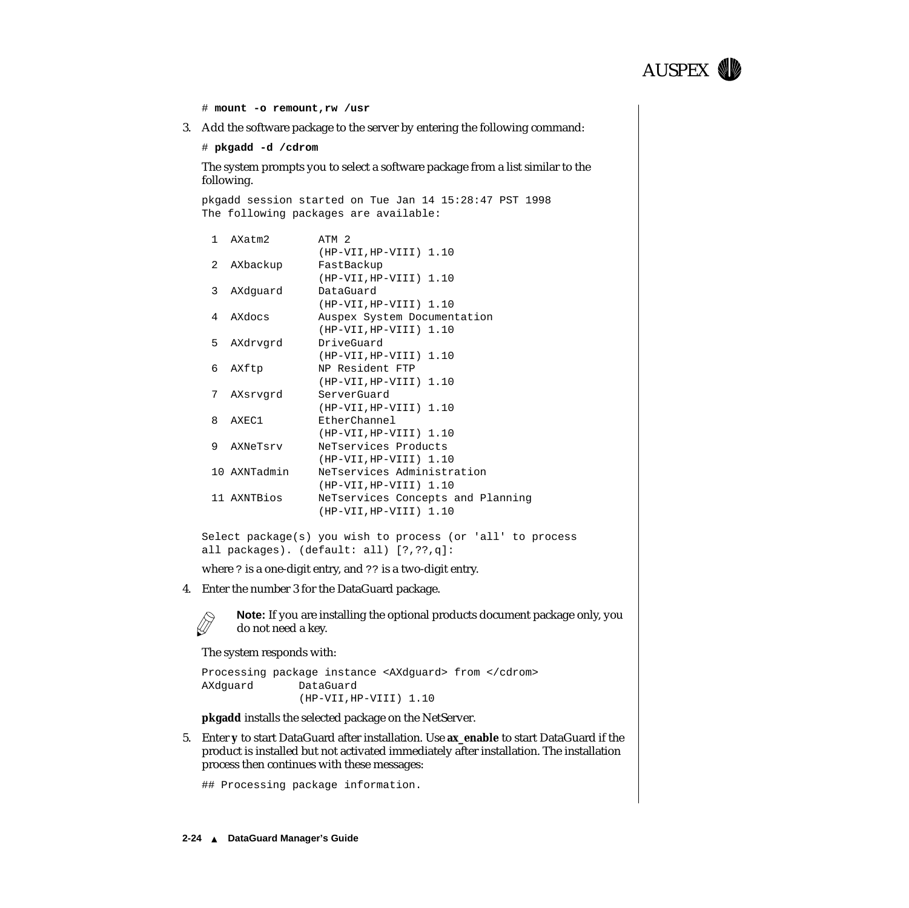```
# mount -o remount,rw /usr
```

3. Add the software package to the server by entering the following command:

```
# pkgadd -d /cdrom
```

The system prompts you to select a software package from a list similar to the following.

```
pkgadd session started on Tue Jan 14 15:28:47 PST 1998
The following packages are available:

  1  AXatm2       ATM 2
                  (HP-VII,HP-VIII) 1.10
  2  AXbackup     FastBackup
                  (HP-VII,HP-VIII) 1.10
  3  AXdguard     DataGuard
                  (HP-VII,HP-VIII) 1.10
  4  AXdocs       Auspex System Documentation
                  (HP-VII,HP-VIII) 1.10
  5  AXdrvgrd     DriveGuard
                  (HP-VII,HP-VIII) 1.10
  6  AXftp        NP Resident FTP
                  (HP-VII,HP-VIII) 1.10
  7  AXsrvgrd     ServerGuard
                  (HP-VII,HP-VIII) 1.10
  8  AXEC1        EtherChannel
                  (HP-VII,HP-VIII) 1.10
  9  AXNeTsrv     NeTservices Products
                  (HP-VII,HP-VIII) 1.10
  10 AXNTadmin    NeTservices Administration
                  (HP-VII,HP-VIII) 1.10
  11 AXNTBios     NeTservices Concepts and Planning
                  (HP-VII,HP-VIII) 1.10

Select package(s) you wish to process (or 'all' to process
all packages). (default: all) [?,??,q]:
```

where ? is a one-digit entry, and ?? is a two-digit entry.

4. Enter the number 3 for the DataGuard package.

**Note:** If you are installing the optional products document package only, you do not need a key.

The system responds with:

```
Processing package instance <AXdguard> from </cdrom>
AXdguard       DataGuard
               (HP-VII,HP-VIII) 1.10
```

**pkgadd** installs the selected package on the NetServer.

5. Enter **y** to start DataGuard after installation. Use **ax_enable** to start DataGuard if the product is installed but not activated immediately after installation. The installation process then continues with these messages:

```
## Processing package information.
```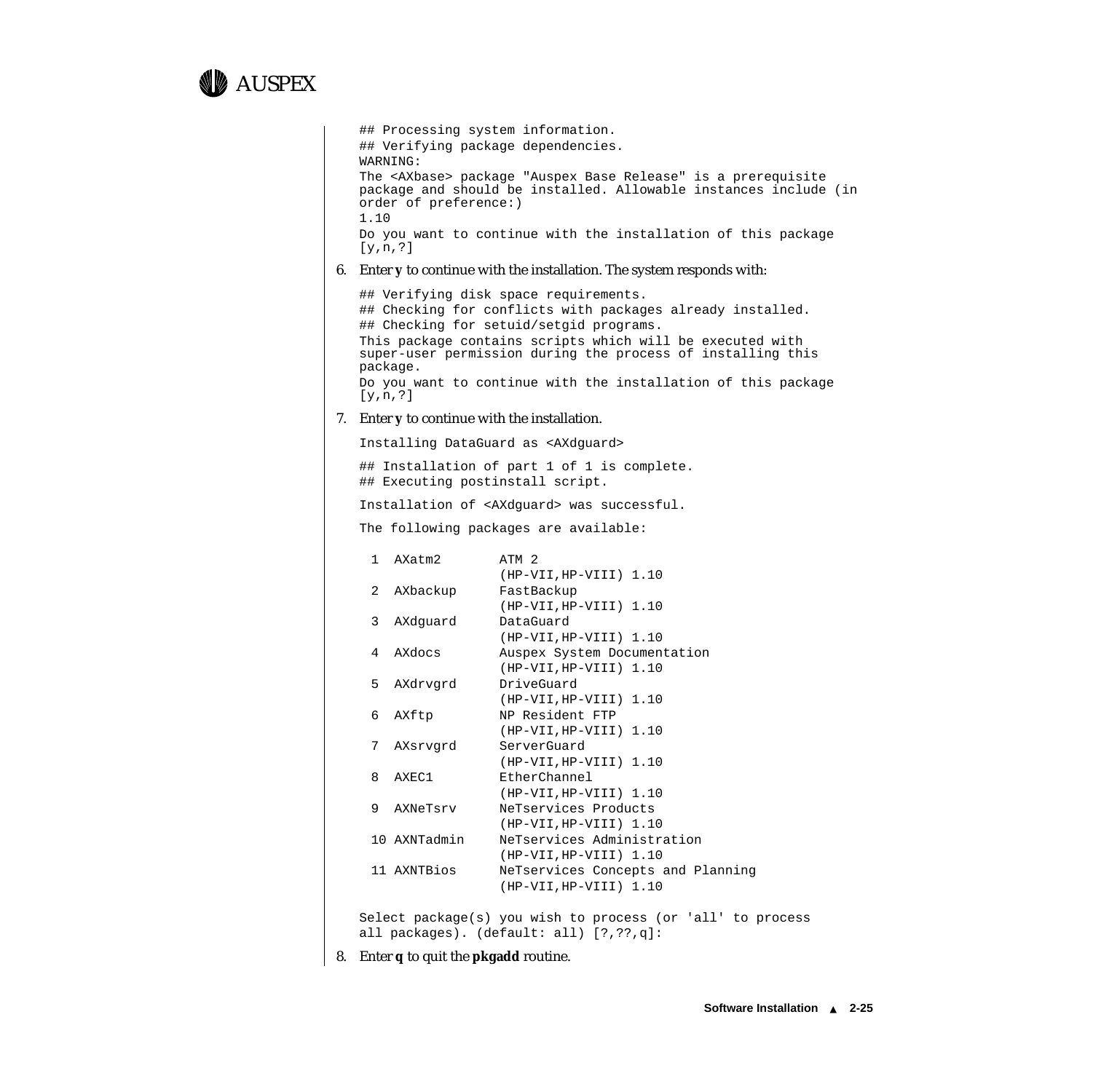```
## Processing system information.
## Verifying package dependencies.
WARNING:
The <AXbase> package "Auspex Base Release" is a prerequisite
package and should be installed. Allowable instances include (in
order of preference:)
1.10
Do you want to continue with the installation of this package
[y,n,?]
```

6. Enter **y** to continue with the installation. The system responds with:

```
## Verifying disk space requirements.
## Checking for conflicts with packages already installed.
## Checking for setuid/setgid programs.
This package contains scripts which will be executed with
super-user permission during the process of installing this
package.
Do you want to continue with the installation of this package
[y,n,?]
```

7. Enter **y** to continue with the installation.

```
Installing DataGuard as <AXdguard>

## Installation of part 1 of 1 is complete.
## Executing postinstall script.

Installation of <AXdguard> was successful.

The following packages are available:

  1  AXatm2       ATM 2
                  (HP-VII,HP-VIII) 1.10
  2  AXbackup     FastBackup
                  (HP-VII,HP-VIII) 1.10
  3  AXdguard     DataGuard
                  (HP-VII,HP-VIII) 1.10
  4  AXdocs       Auspex System Documentation
                  (HP-VII,HP-VIII) 1.10
  5  AXdrvgrd     DriveGuard
                  (HP-VII,HP-VIII) 1.10
  6  AXftp        NP Resident FTP
                  (HP-VII,HP-VIII) 1.10
  7  AXsrvgrd     ServerGuard
                  (HP-VII,HP-VIII) 1.10
  8  AXEC1        EtherChannel
                  (HP-VII,HP-VIII) 1.10
  9  AXNeTsrv     NeTservices Products
                  (HP-VII,HP-VIII) 1.10
  10 AXNTadmin    NeTservices Administration
                  (HP-VII,HP-VIII) 1.10
  11 AXNTBios     NeTservices Concepts and Planning
                  (HP-VII,HP-VIII) 1.10

Select package(s) you wish to process (or 'all' to process
all packages). (default: all) [?,??,q]:
```

8. Enter **q** to quit the **pkgadd** routine.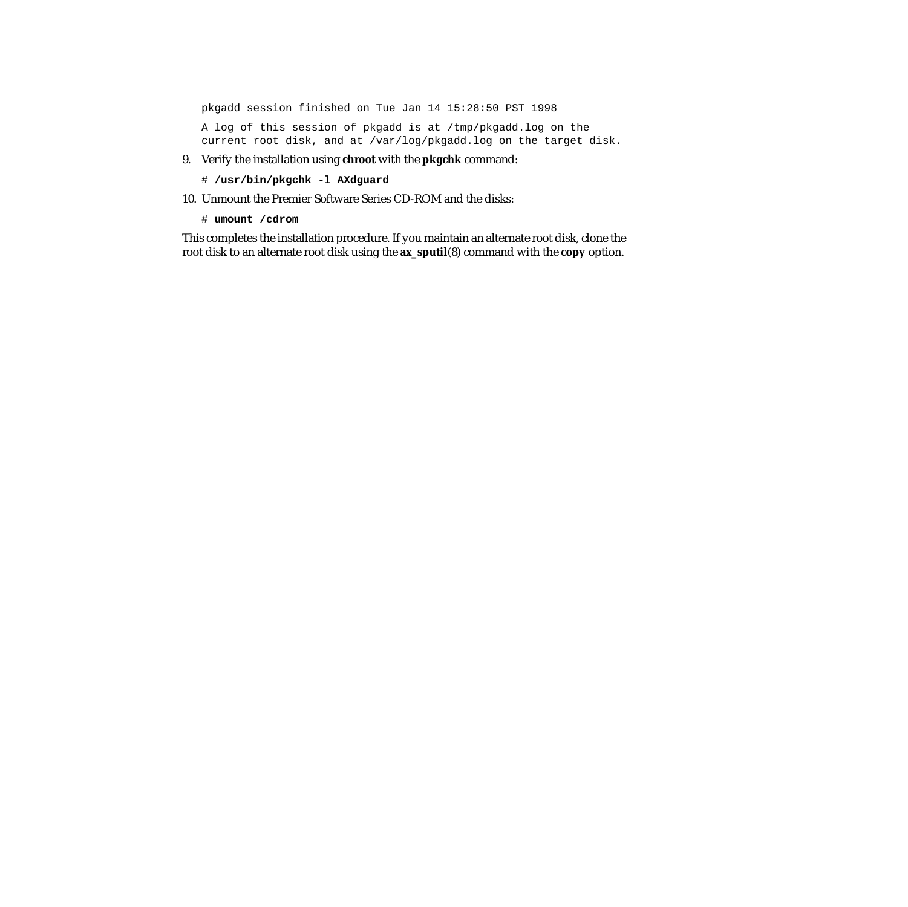```
pkgadd session finished on Tue Jan 14 15:28:50 PST 1998

A log of this session of pkgadd is at /tmp/pkgadd.log on the
current root disk, and at /var/log/pkgadd.log on the target disk.
```

9. Verify the installation using **chroot** with the **pkgchk** command:

   ```
   # /usr/bin/pkgchk -l AXdguard
   ```

10. Unmount the Premier Software Series CD-ROM and the disks:

    ```
    # umount /cdrom
    ```

This completes the installation procedure. If you maintain an alternate root disk, clone the root disk to an alternate root disk using the **ax_sputil**(8) command with the **copy** option.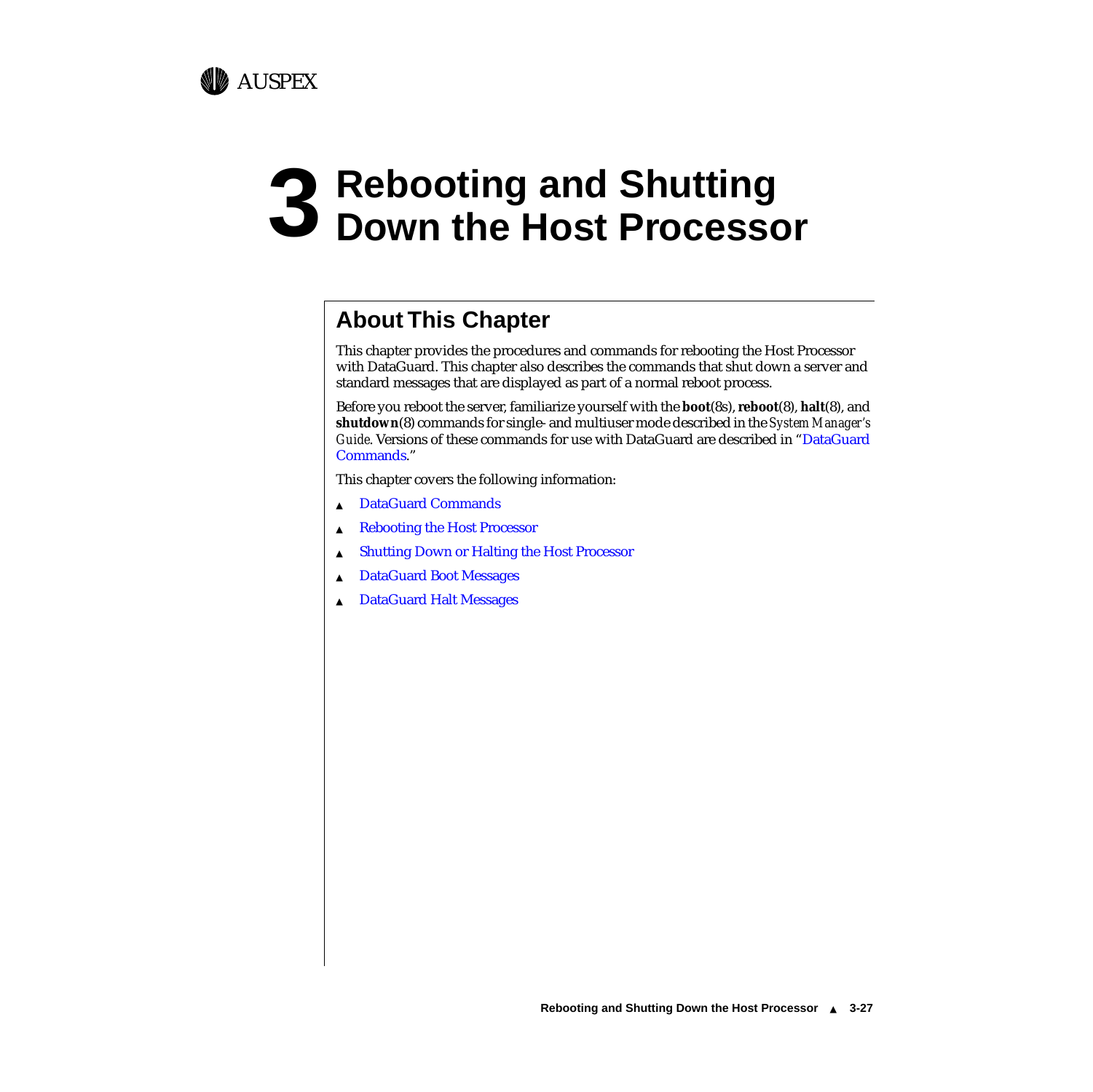# 3 Rebooting and Shutting Down the Host Processor

## About This Chapter

This chapter provides the procedures and commands for rebooting the Host Processor with DataGuard. This chapter also describes the commands that shut down a server and standard messages that are displayed as part of a normal reboot process.

Before you reboot the server, familiarize yourself with the **boot**(8s), **reboot**(8), **halt**(8), and **shutdown**(8) commands for single- and multiuser mode described in the *System Manager's Guide*. Versions of these commands for use with DataGuard are described in "DataGuard Commands."

This chapter covers the following information:

- DataGuard Commands
- Rebooting the Host Processor
- Shutting Down or Halting the Host Processor
- DataGuard Boot Messages
- DataGuard Halt Messages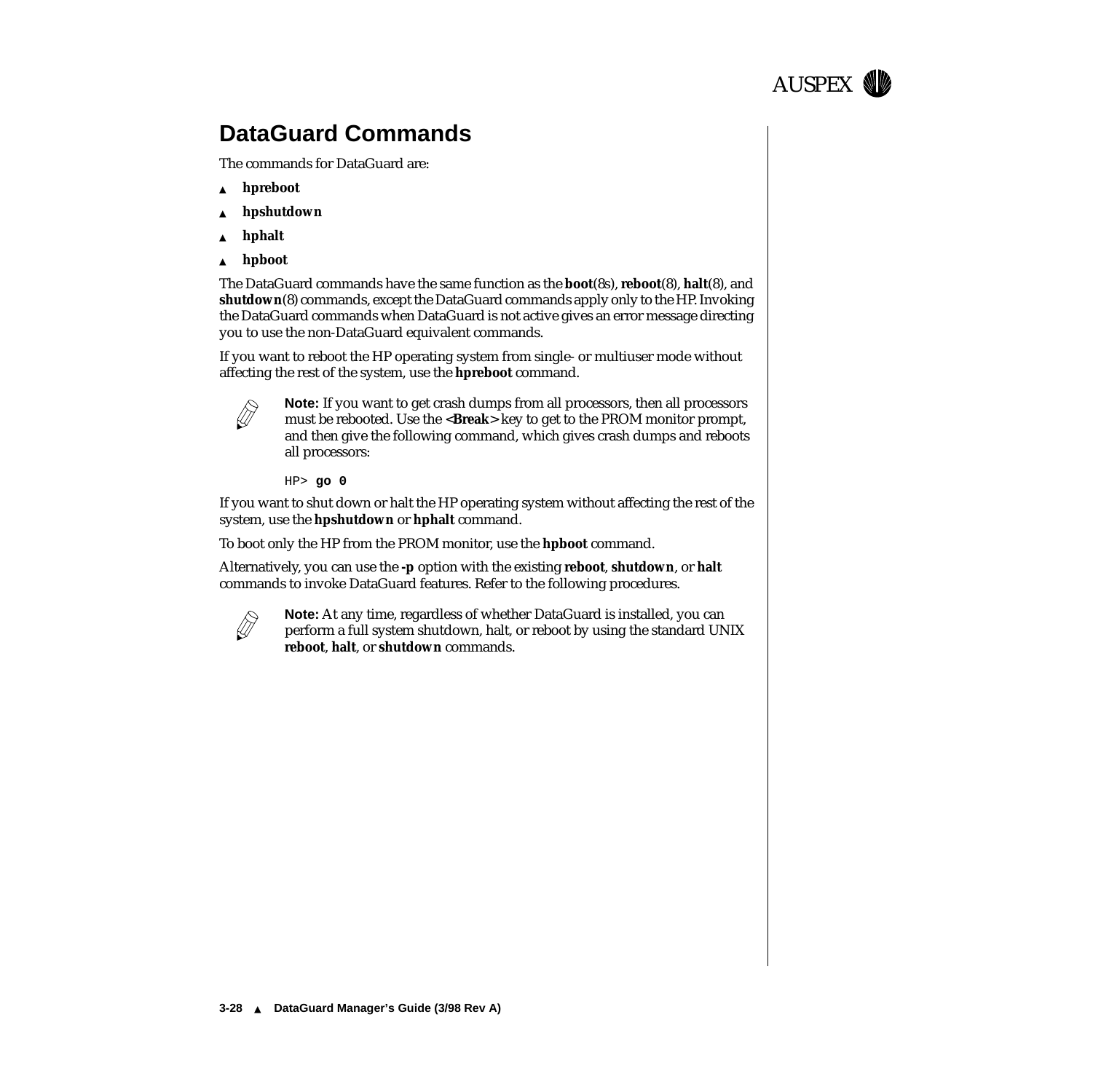# DataGuard Commands

The commands for DataGuard are:

- **hpreboot**
- **hpshutdown**
- **hphalt**
- **hpboot**

The DataGuard commands have the same function as the **boot**(8s), **reboot**(8), **halt**(8), and **shutdown**(8) commands, except the DataGuard commands apply only to the HP. Invoking the DataGuard commands when DataGuard is not active gives an error message directing you to use the non-DataGuard equivalent commands.

If you want to reboot the HP operating system from single- or multiuser mode without affecting the rest of the system, use the **hpreboot** command.

**Note:** If you want to get crash dumps from all processors, then all processors must be rebooted. Use the **<Break>** key to get to the PROM monitor prompt, and then give the following command, which gives crash dumps and reboots all processors:

```
HP> go 0
```

If you want to shut down or halt the HP operating system without affecting the rest of the system, use the **hpshutdown** or **hphalt** command.

To boot only the HP from the PROM monitor, use the **hpboot** command.

Alternatively, you can use the **-p** option with the existing **reboot**, **shutdown**, or **halt** commands to invoke DataGuard features. Refer to the following procedures.

**Note:** At any time, regardless of whether DataGuard is installed, you can perform a full system shutdown, halt, or reboot by using the standard UNIX **reboot**, **halt**, or **shutdown** commands.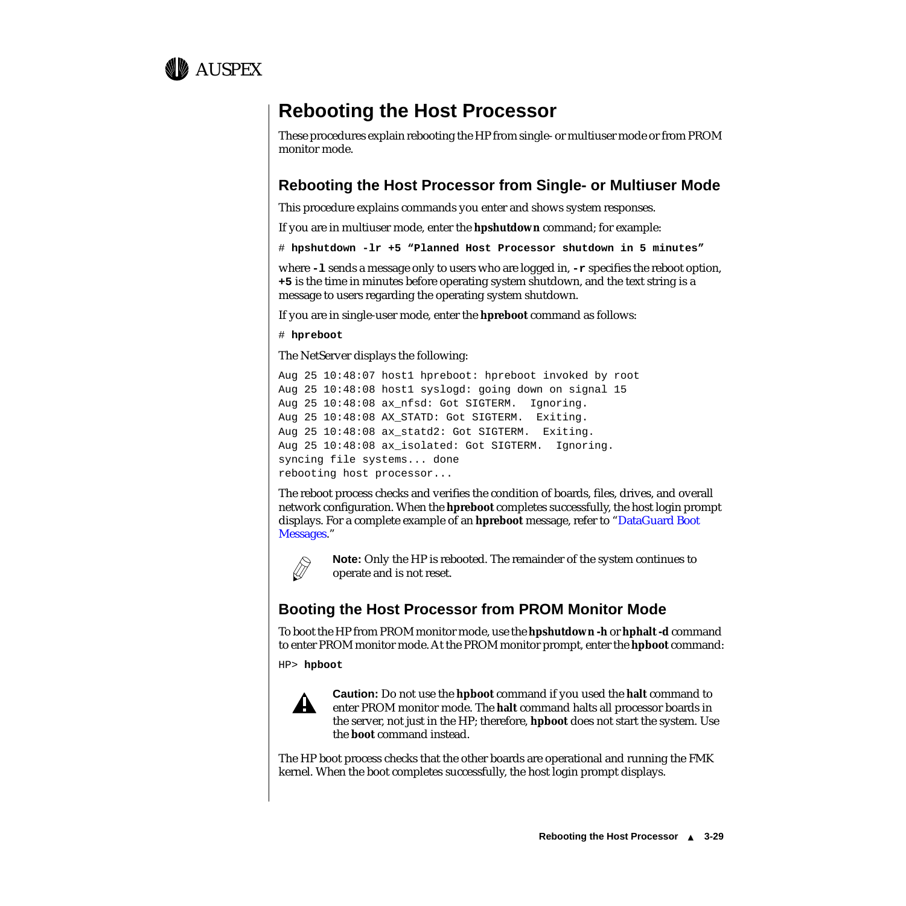# Rebooting the Host Processor

These procedures explain rebooting the HP from single- or multiuser mode or from PROM monitor mode.

## Rebooting the Host Processor from Single- or Multiuser Mode

This procedure explains commands you enter and shows system responses.

If you are in multiuser mode, enter the **hpshutdown** command; for example:

```
# hpshutdown -lr +5 "Planned Host Processor shutdown in 5 minutes"
```

where **-l** sends a message only to users who are logged in, **-r** specifies the reboot option, **+5** is the time in minutes before operating system shutdown, and the text string is a message to users regarding the operating system shutdown.

If you are in single-user mode, enter the **hpreboot** command as follows:

```
# hpreboot
```

The NetServer displays the following:

```
Aug 25 10:48:07 host1 hpreboot: hpreboot invoked by root
Aug 25 10:48:08 host1 syslogd: going down on signal 15
Aug 25 10:48:08 ax_nfsd: Got SIGTERM.  Ignoring.
Aug 25 10:48:08 AX_STATD: Got SIGTERM.  Exiting.
Aug 25 10:48:08 ax_statd2: Got SIGTERM.  Exiting.
Aug 25 10:48:08 ax_isolated: Got SIGTERM.  Ignoring.
syncing file systems... done
rebooting host processor...
```

The reboot process checks and verifies the condition of boards, files, drives, and overall network configuration. When the **hpreboot** completes successfully, the host login prompt displays. For a complete example of an **hpreboot** message, refer to "DataGuard Boot Messages."

**Note:** Only the HP is rebooted. The remainder of the system continues to operate and is not reset.

## Booting the Host Processor from PROM Monitor Mode

To boot the HP from PROM monitor mode, use the **hpshutdown -h** or **hphalt -d** command to enter PROM monitor mode. At the PROM monitor prompt, enter the **hpboot** command:

```
HP> hpboot
```

**Caution:** Do not use the **hpboot** command if you used the **halt** command to enter PROM monitor mode. The **halt** command halts all processor boards in the server, not just in the HP; therefore, **hpboot** does not start the system. Use the **boot** command instead.

The HP boot process checks that the other boards are operational and running the FMK kernel. When the boot completes successfully, the host login prompt displays.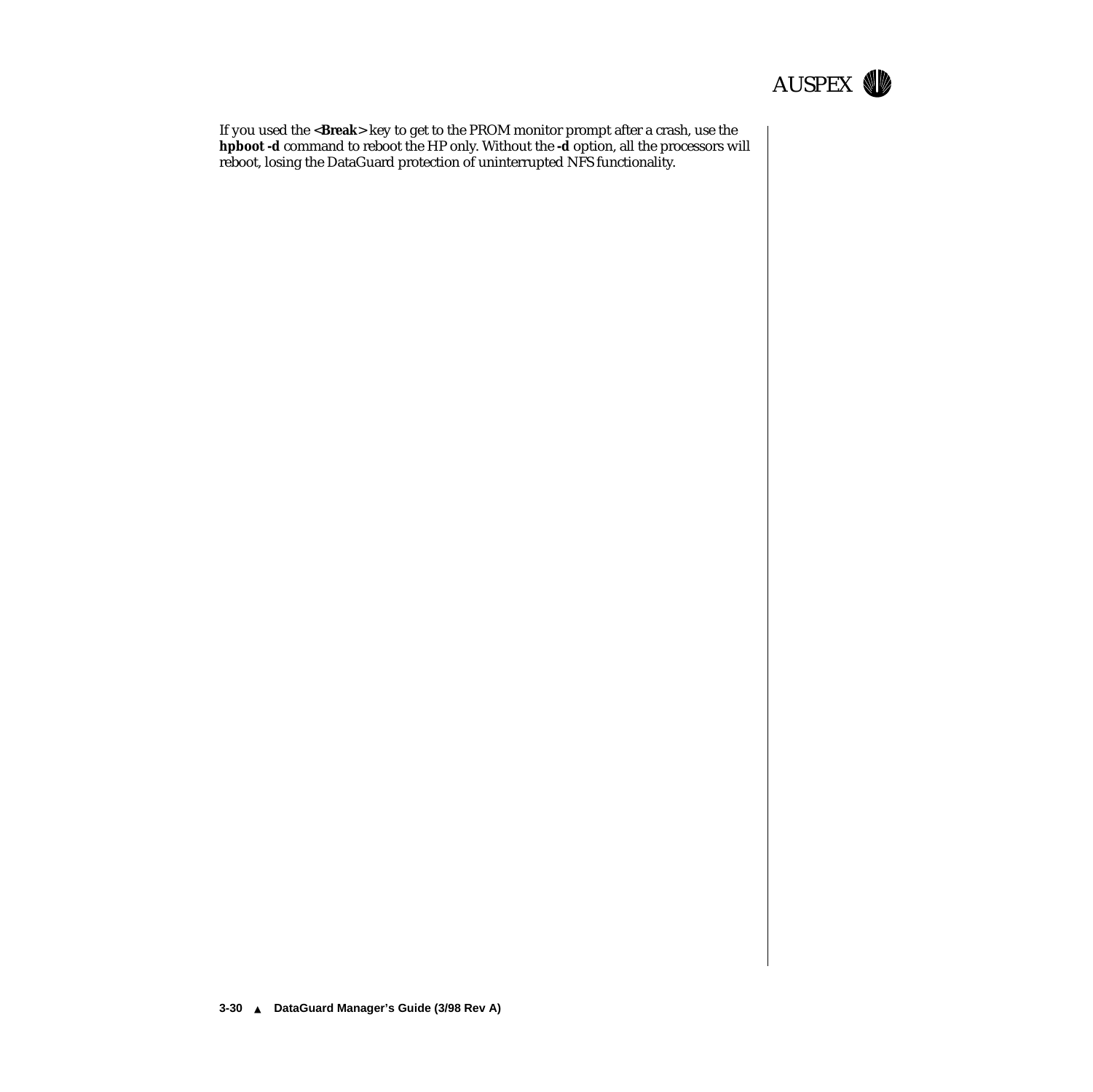If you used the **<Break>** key to get to the PROM monitor prompt after a crash, use the **hpboot -d** command to reboot the HP only. Without the **-d** option, all the processors will reboot, losing the DataGuard protection of uninterrupted NFS functionality.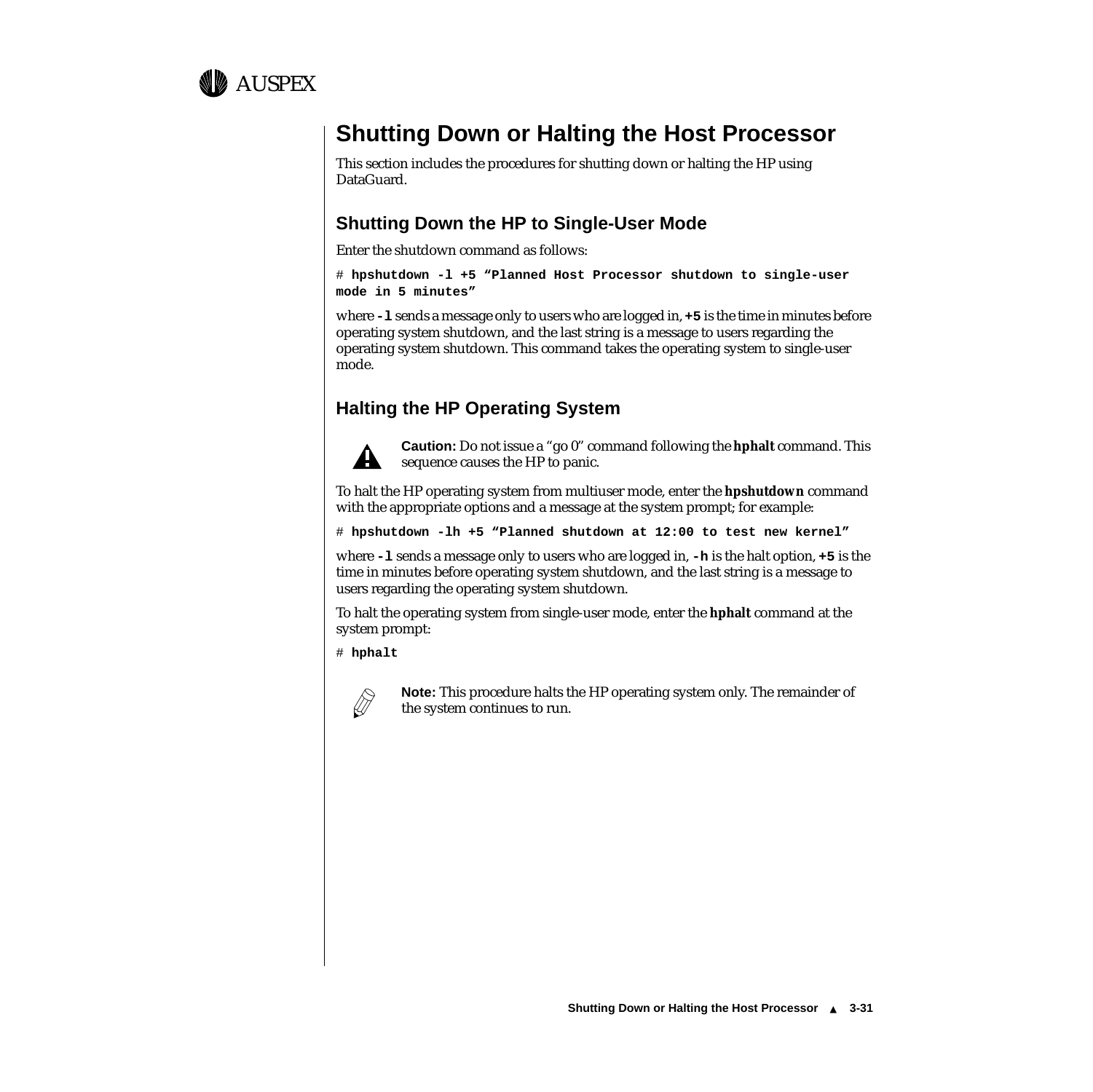# Shutting Down or Halting the Host Processor

This section includes the procedures for shutting down or halting the HP using DataGuard.

## Shutting Down the HP to Single-User Mode

Enter the shutdown command as follows:

```
# hpshutdown -l +5 "Planned Host Processor shutdown to single-user
mode in 5 minutes"
```

where **-l** sends a message only to users who are logged in, **+5** is the time in minutes before operating system shutdown, and the last string is a message to users regarding the operating system shutdown. This command takes the operating system to single-user mode.

## Halting the HP Operating System

**Caution:** Do not issue a "go 0" command following the ***hphalt*** command. This sequence causes the HP to panic.

To halt the HP operating system from multiuser mode, enter the ***hpshutdown*** command with the appropriate options and a message at the system prompt; for example:

```
# hpshutdown -lh +5 "Planned shutdown at 12:00 to test new kernel"
```

where **-l** sends a message only to users who are logged in, **-h** is the halt option, **+5** is the time in minutes before operating system shutdown, and the last string is a message to users regarding the operating system shutdown.

To halt the operating system from single-user mode, enter the ***hphalt*** command at the system prompt:

```
# hphalt
```

**Note:** This procedure halts the HP operating system only. The remainder of the system continues to run.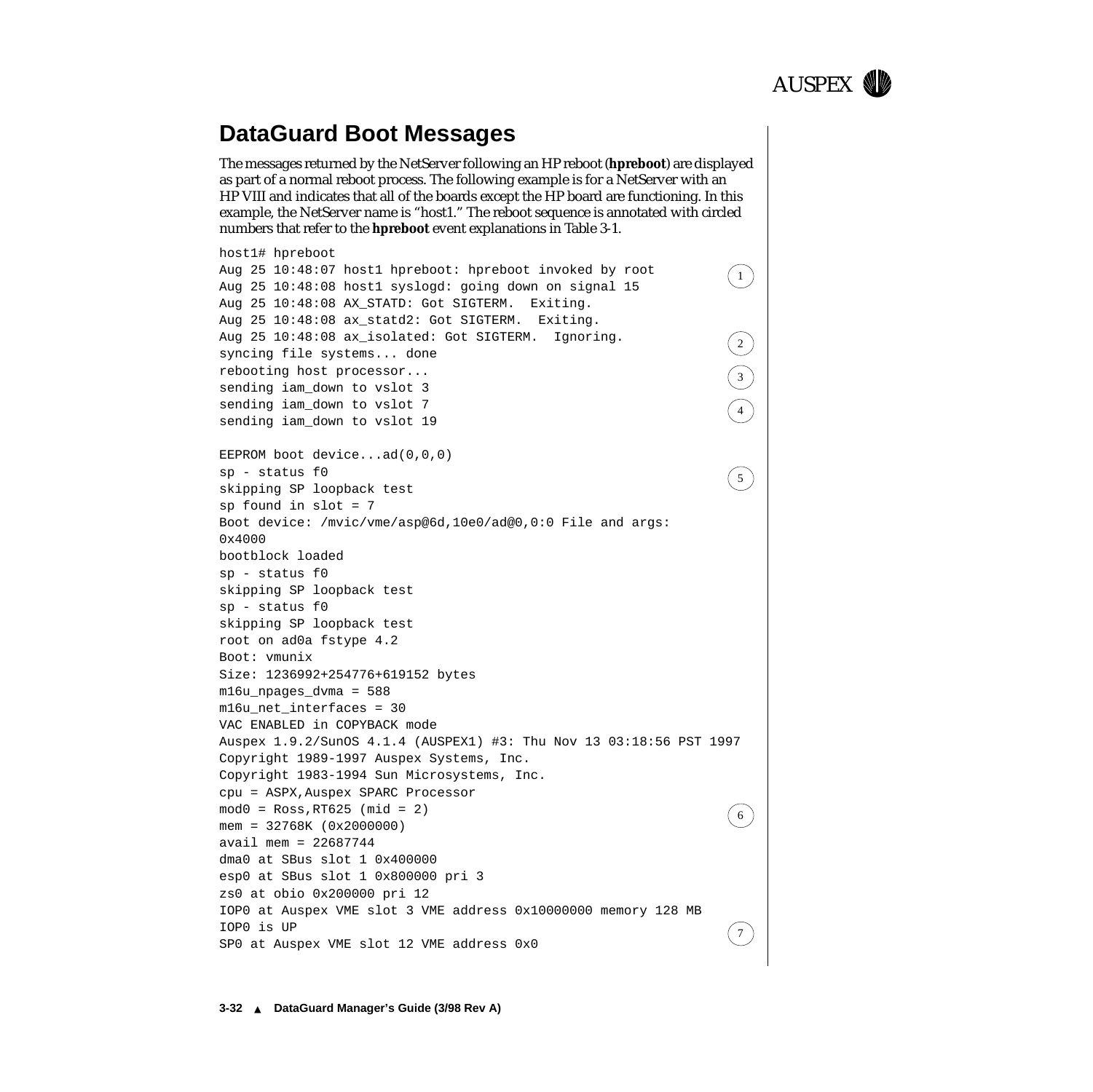## DataGuard Boot Messages

The messages returned by the NetServer following an HP reboot (**hpreboot**) are displayed as part of a normal reboot process. The following example is for a NetServer with an HP VIII and indicates that all of the boards except the HP board are functioning. In this example, the NetServer name is "host1." The reboot sequence is annotated with circled numbers that refer to the **hpreboot** event explanations in Table 3-1.

```
host1# hpreboot
Aug 25 10:48:07 host1 hpreboot: hpreboot invoked by root                 (1)
Aug 25 10:48:08 host1 syslogd: going down on signal 15
Aug 25 10:48:08 AX_STATD: Got SIGTERM.  Exiting.
Aug 25 10:48:08 ax_statd2: Got SIGTERM.  Exiting.
Aug 25 10:48:08 ax_isolated: Got SIGTERM.  Ignoring.                     (2)
syncing file systems... done
rebooting host processor...                                              (3)
sending iam_down to vslot 3
sending iam_down to vslot 7                                              (4)
sending iam_down to vslot 19

EEPROM boot device...ad(0,0,0)
sp - status f0                                                           (5)
skipping SP loopback test
sp found in slot = 7
Boot device: /mvic/vme/asp@6d,10e0/ad@0,0:0 File and args:
0x4000
bootblock loaded
sp - status f0
skipping SP loopback test
sp - status f0
skipping SP loopback test
root on ad0a fstype 4.2
Boot: vmunix
Size: 1236992+254776+619152 bytes
m16u_npages_dvma = 588
m16u_net_interfaces = 30
VAC ENABLED in COPYBACK mode
Auspex 1.9.2/SunOS 4.1.4 (AUSPEX1) #3: Thu Nov 13 03:18:56 PST 1997
Copyright 1989-1997 Auspex Systems, Inc.
Copyright 1983-1994 Sun Microsystems, Inc.
cpu = ASPX,Auspex SPARC Processor
mod0 = Ross,RT625 (mid = 2)                                              (6)
mem = 32768K (0x2000000)
avail mem = 22687744
dma0 at SBus slot 1 0x400000
esp0 at SBus slot 1 0x800000 pri 3
zs0 at obio 0x200000 pri 12
IOP0 at Auspex VME slot 3 VME address 0x10000000 memory 128 MB
IOP0 is UP                                                               (7)
SP0 at Auspex VME slot 12 VME address 0x0
```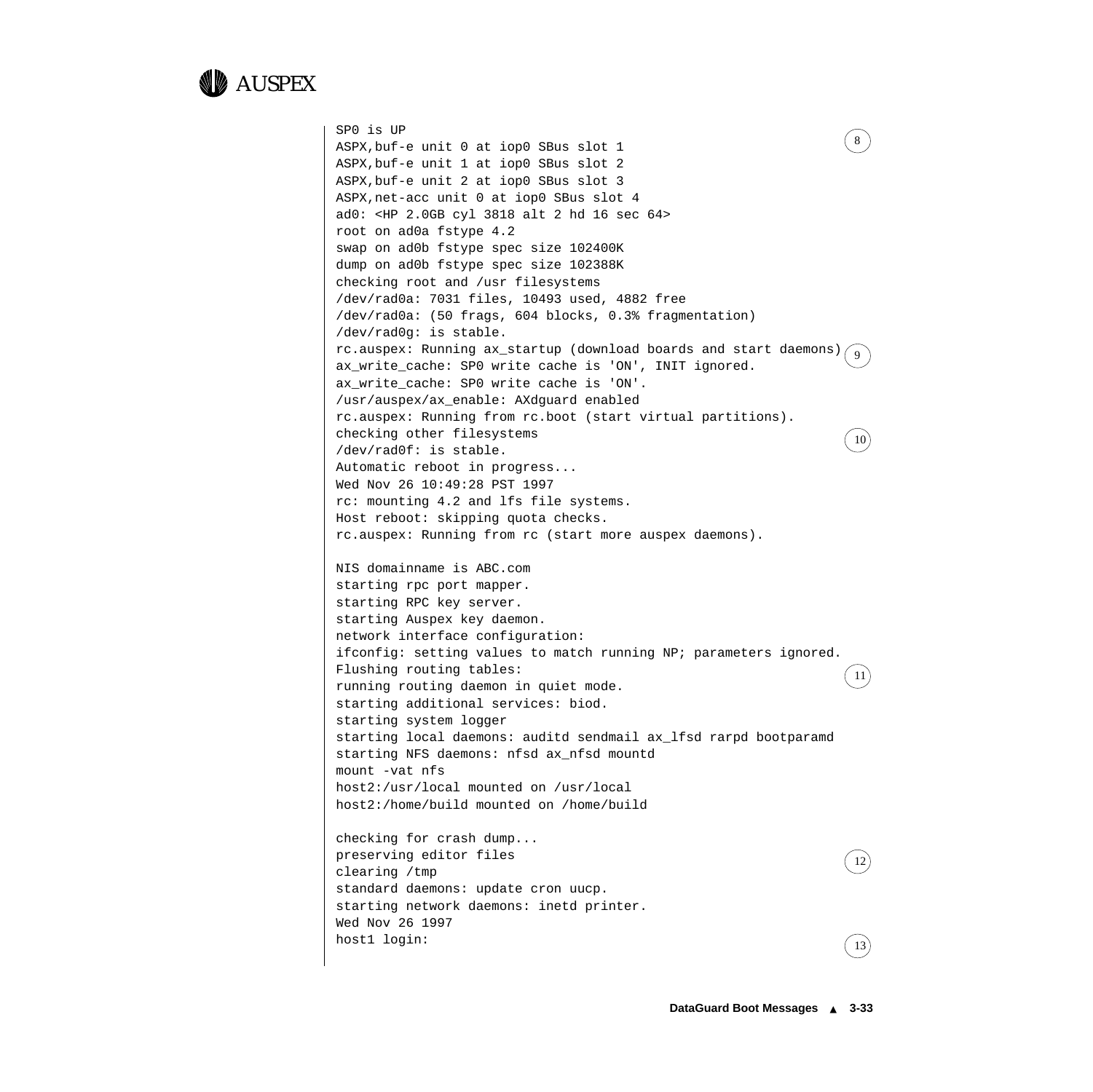```
SP0 is UP
ASPX,buf-e unit 0 at iop0 SBus slot 1
ASPX,buf-e unit 1 at iop0 SBus slot 2
ASPX,buf-e unit 2 at iop0 SBus slot 3
ASPX,net-acc unit 0 at iop0 SBus slot 4
ad0: <HP 2.0GB cyl 3818 alt 2 hd 16 sec 64>
root on ad0a fstype 4.2
swap on ad0b fstype spec size 102400K
dump on ad0b fstype spec size 102388K
checking root and /usr filesystems
/dev/rad0a: 7031 files, 10493 used, 4882 free
/dev/rad0a: (50 frags, 604 blocks, 0.3% fragmentation)
/dev/rad0g: is stable.
rc.auspex: Running ax_startup (download boards and start daemons)
ax_write_cache: SP0 write cache is 'ON', INIT ignored.
ax_write_cache: SP0 write cache is 'ON'.
/usr/auspex/ax_enable: AXdguard enabled
rc.auspex: Running from rc.boot (start virtual partitions).
checking other filesystems
/dev/rad0f: is stable.
Automatic reboot in progress...
Wed Nov 26 10:49:28 PST 1997
rc: mounting 4.2 and lfs file systems.
Host reboot: skipping quota checks.
rc.auspex: Running from rc (start more auspex daemons).

NIS domainname is ABC.com
starting rpc port mapper.
starting RPC key server.
starting Auspex key daemon.
network interface configuration:
ifconfig: setting values to match running NP; parameters ignored.
Flushing routing tables:
running routing daemon in quiet mode.
starting additional services: biod.
starting system logger
starting local daemons: auditd sendmail ax_lfsd rarpd bootparamd
starting NFS daemons: nfsd ax_nfsd mountd
mount -vat nfs
host2:/usr/local mounted on /usr/local
host2:/home/build mounted on /home/build

checking for crash dump...
preserving editor files
clearing /tmp
standard daemons: update cron uucp.
starting network daemons: inetd printer.
Wed Nov 26 1997
host1 login:
```

(8) (9) (10) (11) (12) (13)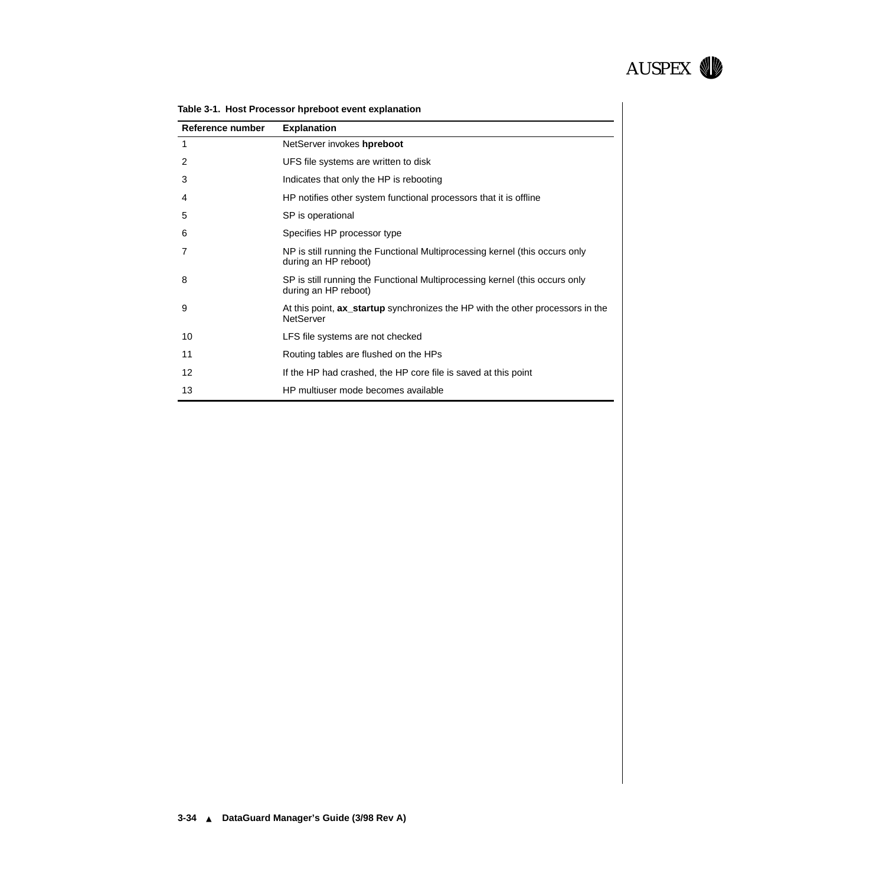**Table 3-1. Host Processor hpreboot event explanation**

| Reference number | Explanation |
|---|---|
| 1 | NetServer invokes **hpreboot** |
| 2 | UFS file systems are written to disk |
| 3 | Indicates that only the HP is rebooting |
| 4 | HP notifies other system functional processors that it is offline |
| 5 | SP is operational |
| 6 | Specifies HP processor type |
| 7 | NP is still running the Functional Multiprocessing kernel (this occurs only during an HP reboot) |
| 8 | SP is still running the Functional Multiprocessing kernel (this occurs only during an HP reboot) |
| 9 | At this point, **ax_startup** synchronizes the HP with the other processors in the NetServer |
| 10 | LFS file systems are not checked |
| 11 | Routing tables are flushed on the HPs |
| 12 | If the HP had crashed, the HP core file is saved at this point |
| 13 | HP multiuser mode becomes available |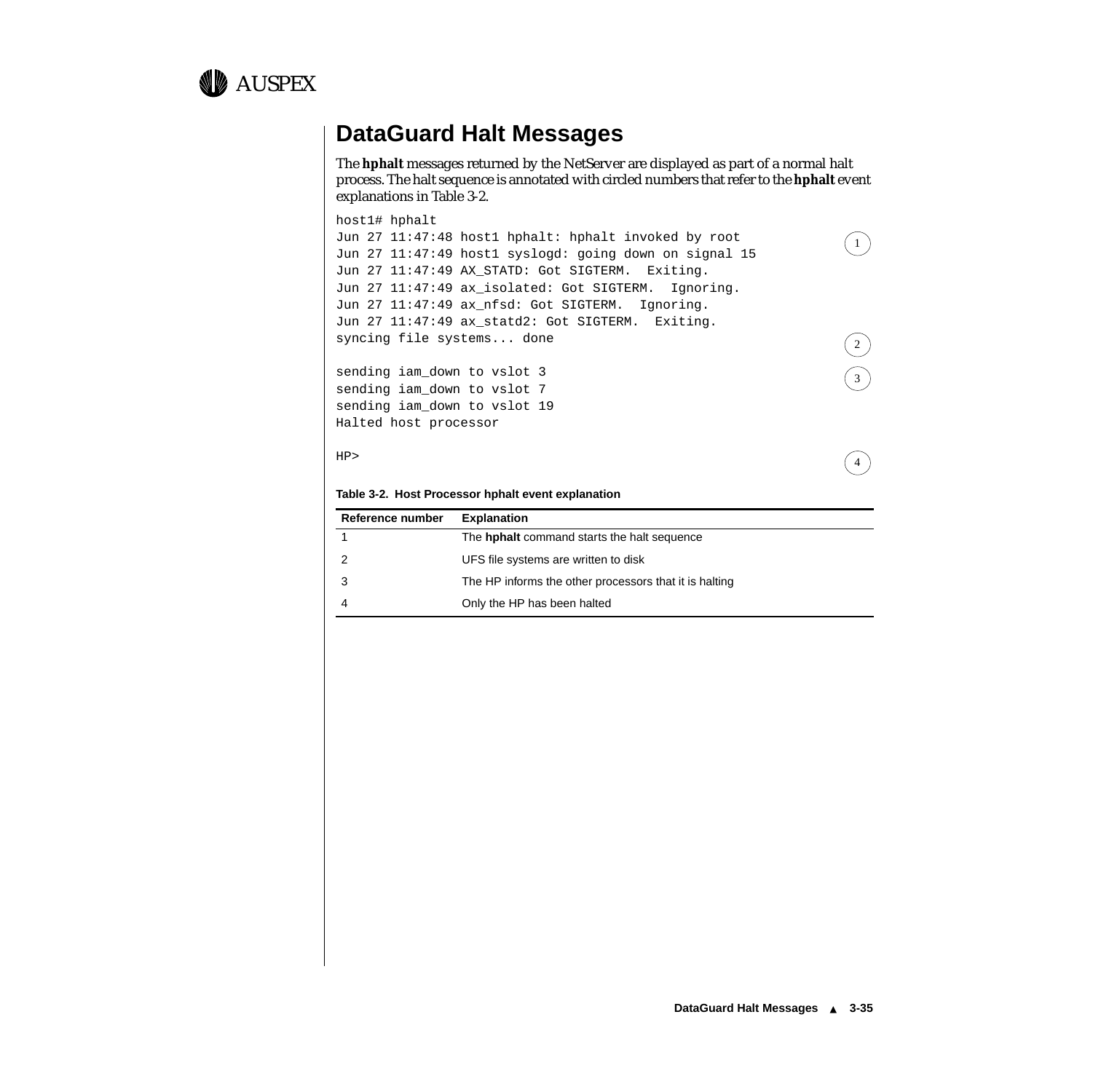## DataGuard Halt Messages

The **hphalt** messages returned by the NetServer are displayed as part of a normal halt process. The halt sequence is annotated with circled numbers that refer to the **hphalt** event explanations in Table 3-2.

```
host1# hphalt
Jun 27 11:47:48 host1 hphalt: hphalt invoked by root                (1)
Jun 27 11:47:49 host1 syslogd: going down on signal 15
Jun 27 11:47:49 AX_STATD: Got SIGTERM.  Exiting.
Jun 27 11:47:49 ax_isolated: Got SIGTERM.  Ignoring.
Jun 27 11:47:49 ax_nfsd: Got SIGTERM.  Ignoring.
Jun 27 11:47:49 ax_statd2: Got SIGTERM.  Exiting.
syncing file systems... done                                        (2)

sending iam_down to vslot 3                                         (3)
sending iam_down to vslot 7
sending iam_down to vslot 19
Halted host processor

HP>                                                                 (4)
```

**Table 3-2. Host Processor hphalt event explanation**

| Reference number | Explanation |
|---|---|
| 1 | The **hphalt** command starts the halt sequence |
| 2 | UFS file systems are written to disk |
| 3 | The HP informs the other processors that it is halting |
| 4 | Only the HP has been halted |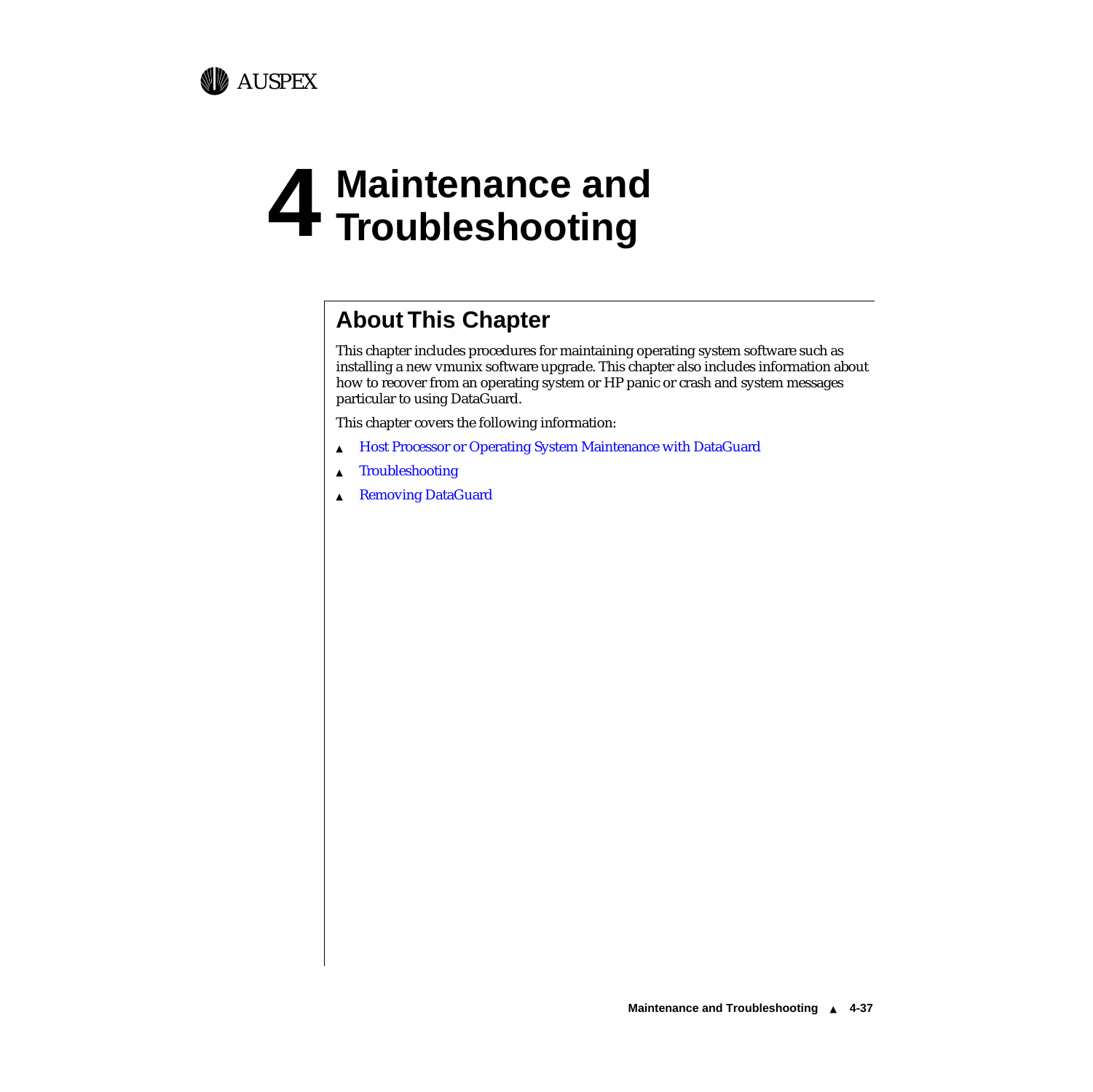# 4 Maintenance and Troubleshooting

## About This Chapter

This chapter includes procedures for maintaining operating system software such as installing a new vmunix software upgrade. This chapter also includes information about how to recover from an operating system or HP panic or crash and system messages particular to using DataGuard.

This chapter covers the following information:

- Host Processor or Operating System Maintenance with DataGuard
- Troubleshooting
- Removing DataGuard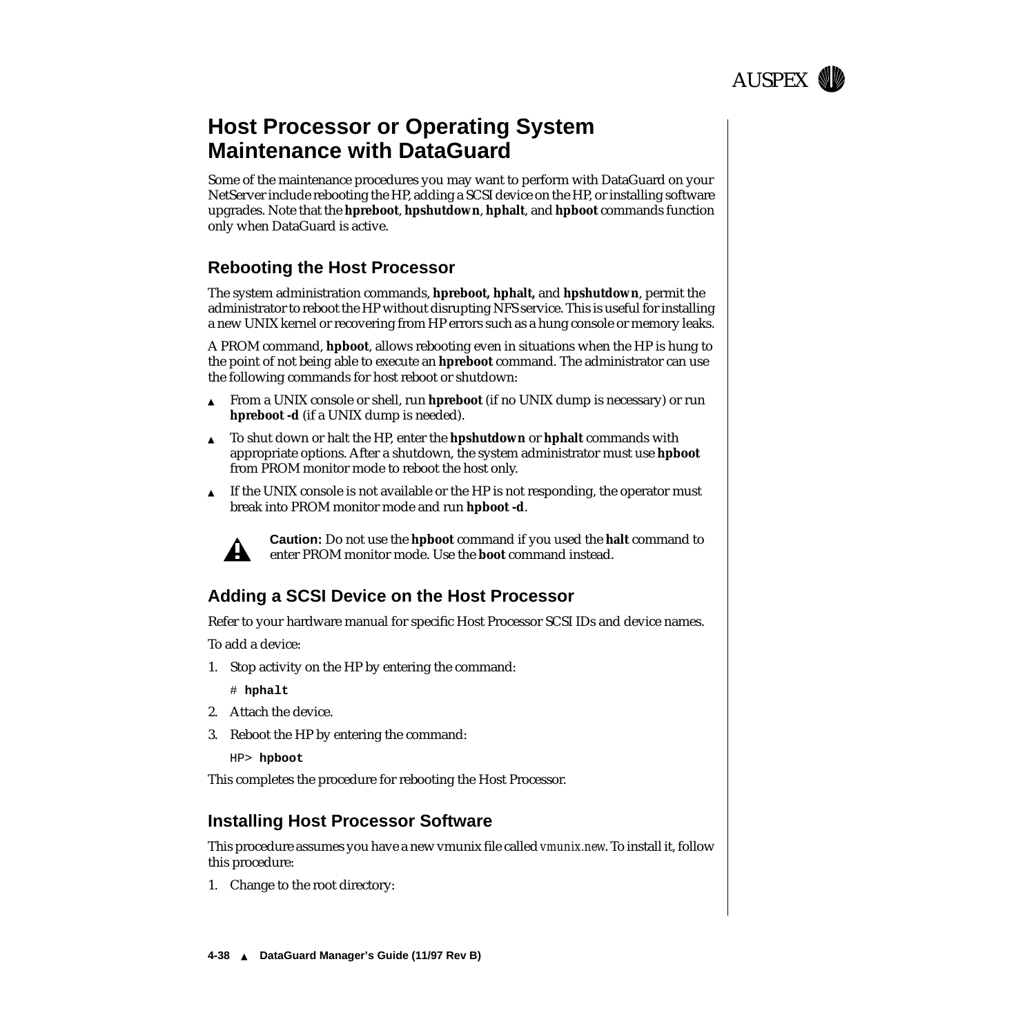# Host Processor or Operating System Maintenance with DataGuard

Some of the maintenance procedures you may want to perform with DataGuard on your NetServer include rebooting the HP, adding a SCSI device on the HP, or installing software upgrades. Note that the **hpreboot**, **hpshutdown**, **hphalt**, and **hpboot** commands function only when DataGuard is active.

## Rebooting the Host Processor

The system administration commands, **hpreboot, hphalt,** and **hpshutdown**, permit the administrator to reboot the HP without disrupting NFS service. This is useful for installing a new UNIX kernel or recovering from HP errors such as a hung console or memory leaks.

A PROM command, **hpboot**, allows rebooting even in situations when the HP is hung to the point of not being able to execute an **hpreboot** command. The administrator can use the following commands for host reboot or shutdown:

- From a UNIX console or shell, run **hpreboot** (if no UNIX dump is necessary) or run **hpreboot -d** (if a UNIX dump is needed).
- To shut down or halt the HP, enter the **hpshutdown** or **hphalt** commands with appropriate options. After a shutdown, the system administrator must use **hpboot** from PROM monitor mode to reboot the host only.
- If the UNIX console is not available or the HP is not responding, the operator must break into PROM monitor mode and run **hpboot -d**.

**Caution:** Do not use the **hpboot** command if you used the **halt** command to enter PROM monitor mode. Use the **boot** command instead.

## Adding a SCSI Device on the Host Processor

Refer to your hardware manual for specific Host Processor SCSI IDs and device names.

To add a device:

1. Stop activity on the HP by entering the command:

```
# hphalt
```

2. Attach the device.
3. Reboot the HP by entering the command:

```
HP> hpboot
```

This completes the procedure for rebooting the Host Processor.

## Installing Host Processor Software

This procedure assumes you have a new vmunix file called *vmunix.new*. To install it, follow this procedure:

1. Change to the root directory: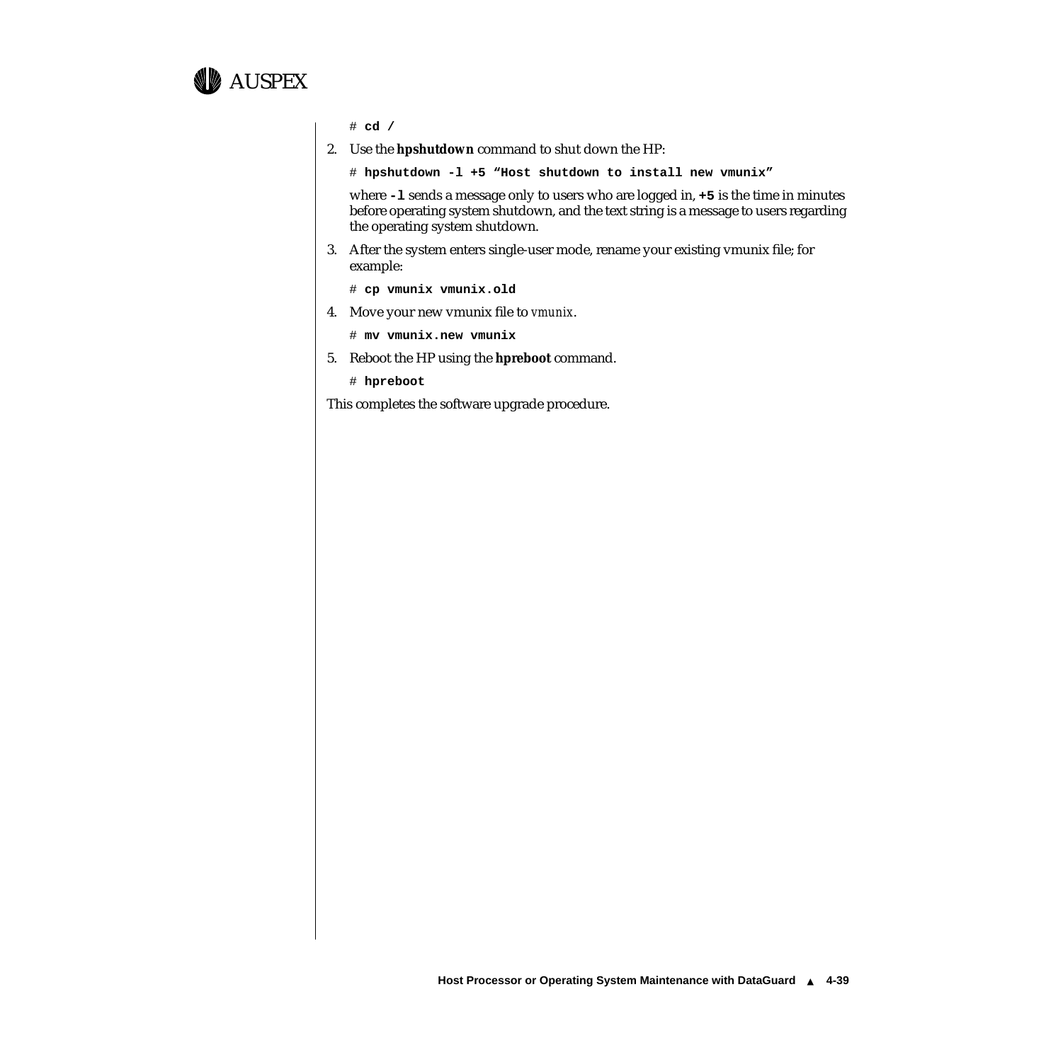```
# cd /
```

2. Use the **hpshutdown** command to shut down the HP:

```
# hpshutdown -l +5 "Host shutdown to install new vmunix"
```

where **-l** sends a message only to users who are logged in, **+5** is the time in minutes before operating system shutdown, and the text string is a message to users regarding the operating system shutdown.

3. After the system enters single-user mode, rename your existing vmunix file; for example:

```
# cp vmunix vmunix.old
```

4. Move your new vmunix file to *vmunix*.

```
# mv vmunix.new vmunix
```

5. Reboot the HP using the **hpreboot** command.

```
# hpreboot
```

This completes the software upgrade procedure.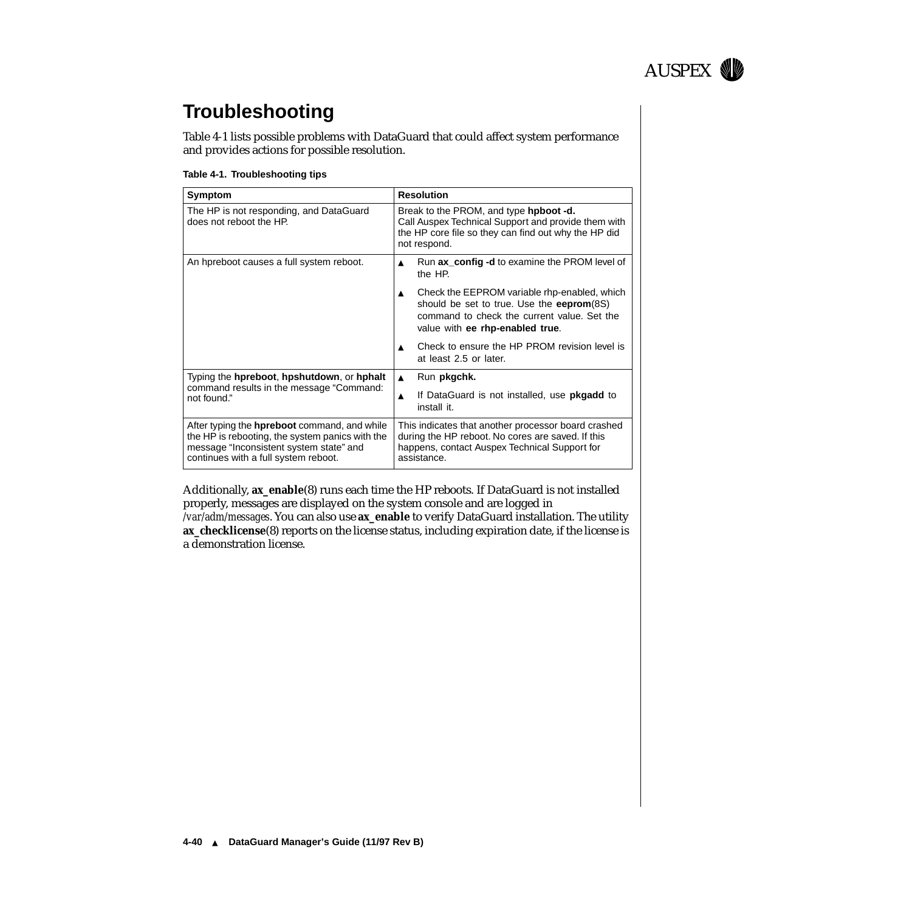# Troubleshooting

Table 4-1 lists possible problems with DataGuard that could affect system performance and provides actions for possible resolution.

**Table 4-1. Troubleshooting tips**

| Symptom | Resolution |
|---|---|
| The HP is not responding, and DataGuard does not reboot the HP. | Break to the PROM, and type **hpboot -d.** Call Auspex Technical Support and provide them with the HP core file so they can find out why the HP did not respond. |
| An hpreboot causes a full system reboot. | ▲ Run **ax_config -d** to examine the PROM level of the HP. <br> ▲ Check the EEPROM variable rhp-enabled, which should be set to true. Use the **eeprom**(8S) command to check the current value. Set the value with **ee rhp-enabled true**. <br> ▲ Check to ensure the HP PROM revision level is at least 2.5 or later. |
| Typing the **hpreboot**, **hpshutdown**, or **hphalt** command results in the message "Command: not found." | ▲ Run **pkgchk.** <br> ▲ If DataGuard is not installed, use **pkgadd** to install it. |
| After typing the **hpreboot** command, and while the HP is rebooting, the system panics with the message "Inconsistent system state" and continues with a full system reboot. | This indicates that another processor board crashed during the HP reboot. No cores are saved. If this happens, contact Auspex Technical Support for assistance. |

Additionally, **ax_enable**(8) runs each time the HP reboots. If DataGuard is not installed properly, messages are displayed on the system console and are logged in */var/adm/messages*. You can also use **ax_enable** to verify DataGuard installation. The utility **ax_checklicense**(8) reports on the license status, including expiration date, if the license is a demonstration license.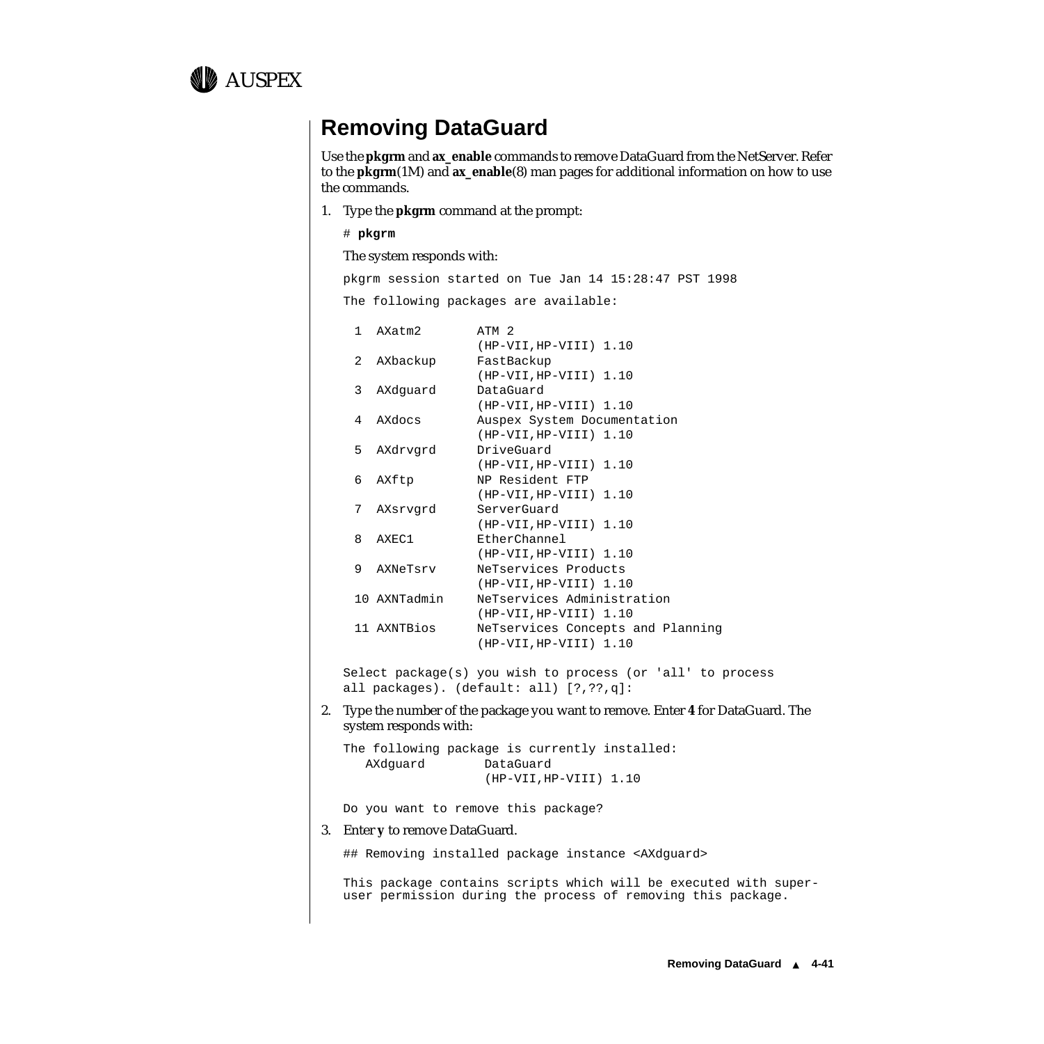## Removing DataGuard

Use the **pkgrm** and **ax_enable** commands to remove DataGuard from the NetServer. Refer to the **pkgrm**(1M) and **ax_enable**(8) man pages for additional information on how to use the commands.

1. Type the **pkgrm** command at the prompt:

   ```
   # pkgrm
   ```

   The system responds with:

   ```
   pkgrm session started on Tue Jan 14 15:28:47 PST 1998

   The following packages are available:

     1  AXatm2       ATM 2
                     (HP-VII,HP-VIII) 1.10
     2  AXbackup     FastBackup
                     (HP-VII,HP-VIII) 1.10
     3  AXdguard     DataGuard
                     (HP-VII,HP-VIII) 1.10
     4  AXdocs       Auspex System Documentation
                     (HP-VII,HP-VIII) 1.10
     5  AXdrvgrd     DriveGuard
                     (HP-VII,HP-VIII) 1.10
     6  AXftp        NP Resident FTP
                     (HP-VII,HP-VIII) 1.10
     7  AXsrvgrd     ServerGuard
                     (HP-VII,HP-VIII) 1.10
     8  AXEC1        EtherChannel
                     (HP-VII,HP-VIII) 1.10
     9  AXNeTsrv     NeTservices Products
                     (HP-VII,HP-VIII) 1.10
     10 AXNTadmin    NeTservices Administration
                     (HP-VII,HP-VIII) 1.10
     11 AXNTBios     NeTservices Concepts and Planning
                     (HP-VII,HP-VIII) 1.10

   Select package(s) you wish to process (or 'all' to process
   all packages). (default: all) [?,??,q]:
   ```

2. Type the number of the package you want to remove. Enter **4** for DataGuard. The system responds with:

   ```
   The following package is currently installed:
      AXdguard        DataGuard
                      (HP-VII,HP-VIII) 1.10

   Do you want to remove this package?
   ```

3. Enter **y** to remove DataGuard.

   ```
   ## Removing installed package instance <AXdguard>

   This package contains scripts which will be executed with super-
   user permission during the process of removing this package.
   ```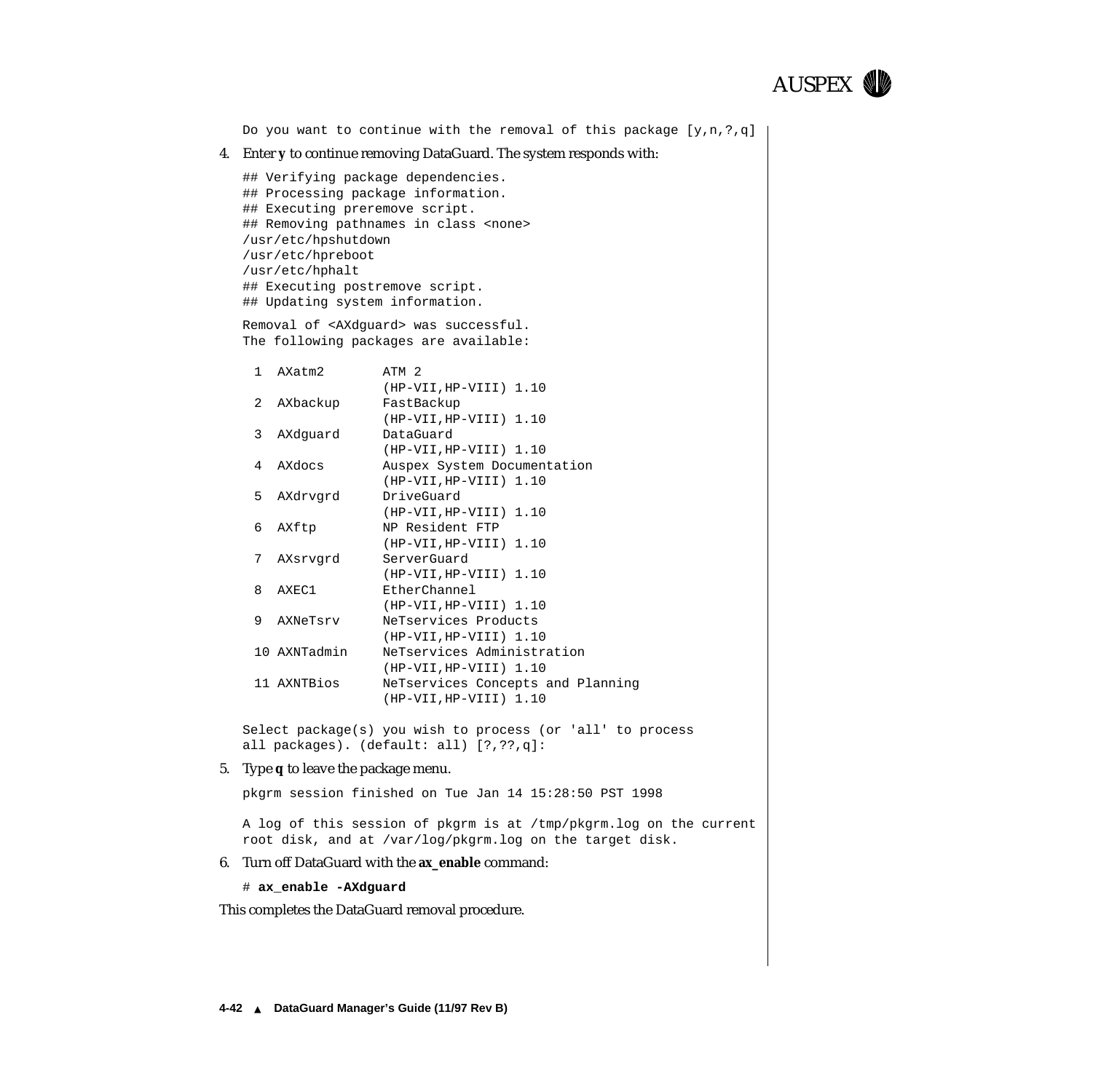```
Do you want to continue with the removal of this package [y,n,?,q]
```

4. Enter **y** to continue removing DataGuard. The system responds with:

```
## Verifying package dependencies.
## Processing package information.
## Executing preremove script.
## Removing pathnames in class <none>
/usr/etc/hpshutdown
/usr/etc/hpreboot
/usr/etc/hphalt
## Executing postremove script.
## Updating system information.

Removal of <AXdguard> was successful.
The following packages are available:

  1  AXatm2        ATM 2
                   (HP-VII,HP-VIII) 1.10
  2  AXbackup      FastBackup
                   (HP-VII,HP-VIII) 1.10
  3  AXdguard      DataGuard
                   (HP-VII,HP-VIII) 1.10
  4  AXdocs        Auspex System Documentation
                   (HP-VII,HP-VIII) 1.10
  5  AXdrvgrd      DriveGuard
                   (HP-VII,HP-VIII) 1.10
  6  AXftp         NP Resident FTP
                   (HP-VII,HP-VIII) 1.10
  7  AXsrvgrd      ServerGuard
                   (HP-VII,HP-VIII) 1.10
  8  AXEC1         EtherChannel
                   (HP-VII,HP-VIII) 1.10
  9  AXNeTsrv      NeTservices Products
                   (HP-VII,HP-VIII) 1.10
  10 AXNTadmin     NeTservices Administration
                   (HP-VII,HP-VIII) 1.10
  11 AXNTBios      NeTservices Concepts and Planning
                   (HP-VII,HP-VIII) 1.10

Select package(s) you wish to process (or 'all' to process
all packages). (default: all) [?,??,q]:
```

5. Type **q** to leave the package menu.

```
pkgrm session finished on Tue Jan 14 15:28:50 PST 1998

A log of this session of pkgrm is at /tmp/pkgrm.log on the current
root disk, and at /var/log/pkgrm.log on the target disk.
```

6. Turn off DataGuard with the **ax_enable** command:

```
# ax_enable -AXdguard
```

This completes the DataGuard removal procedure.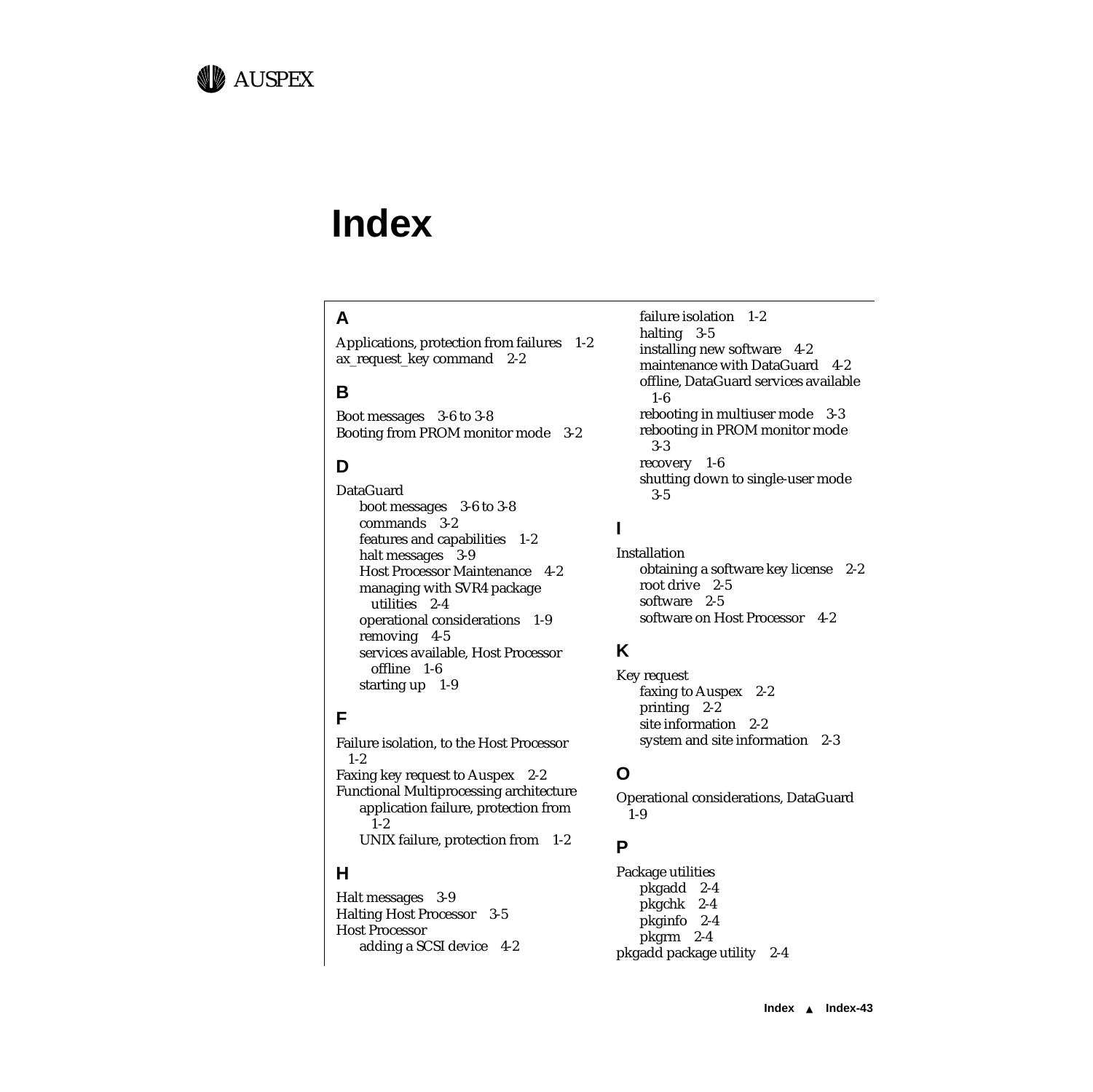# Index

## A

Applications, protection from failures 1-2
ax_request_key command 2-2

## B

Boot messages 3-6 to 3-8
Booting from PROM monitor mode 3-2

## D

DataGuard
- boot messages 3-6 to 3-8
- commands 3-2
- features and capabilities 1-2
- halt messages 3-9
- Host Processor Maintenance 4-2
- managing with SVR4 package utilities 2-4
- operational considerations 1-9
- removing 4-5
- services available, Host Processor offline 1-6
- starting up 1-9

## F

Failure isolation, to the Host Processor 1-2
Faxing key request to Auspex 2-2
Functional Multiprocessing architecture
- application failure, protection from 1-2
- UNIX failure, protection from 1-2

## H

Halt messages 3-9
Halting Host Processor 3-5
Host Processor
- adding a SCSI device 4-2
- failure isolation 1-2
- halting 3-5
- installing new software 4-2
- maintenance with DataGuard 4-2
- offline, DataGuard services available 1-6
- rebooting in multiuser mode 3-3
- rebooting in PROM monitor mode 3-3
- recovery 1-6
- shutting down to single-user mode 3-5

## I

Installation
- obtaining a software key license 2-2
- root drive 2-5
- software 2-5
- software on Host Processor 4-2

## K

Key request
- faxing to Auspex 2-2
- printing 2-2
- site information 2-2
- system and site information 2-3

## O

Operational considerations, DataGuard 1-9

## P

Package utilities
- pkgadd 2-4
- pkgchk 2-4
- pkginfo 2-4
- pkgrm 2-4

pkgadd package utility 2-4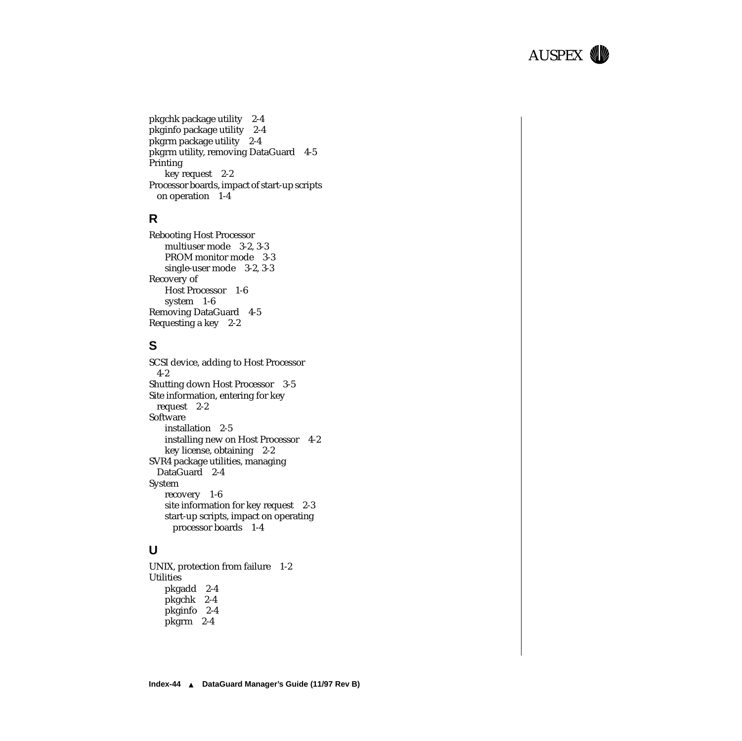pkgchk package utility 2-4
pkginfo package utility 2-4
pkgrm package utility 2-4
pkgrm utility, removing DataGuard 4-5
Printing
- key request 2-2

Processor boards, impact of start-up scripts on operation 1-4

## R

Rebooting Host Processor
- multiuser mode 3-2, 3-3
- PROM monitor mode 3-3
- single-user mode 3-2, 3-3

Recovery of
- Host Processor 1-6
- system 1-6

Removing DataGuard 4-5
Requesting a key 2-2

## S

SCSI device, adding to Host Processor 4-2
Shutting down Host Processor 3-5
Site information, entering for key request 2-2
Software
- installation 2-5
- installing new on Host Processor 4-2
- key license, obtaining 2-2

SVR4 package utilities, managing DataGuard 2-4
System
- recovery 1-6
- site information for key request 2-3
- start-up scripts, impact on operating processor boards 1-4

## U

UNIX, protection from failure 1-2
Utilities
- pkgadd 2-4
- pkgchk 2-4
- pkginfo 2-4
- pkgrm 2-4